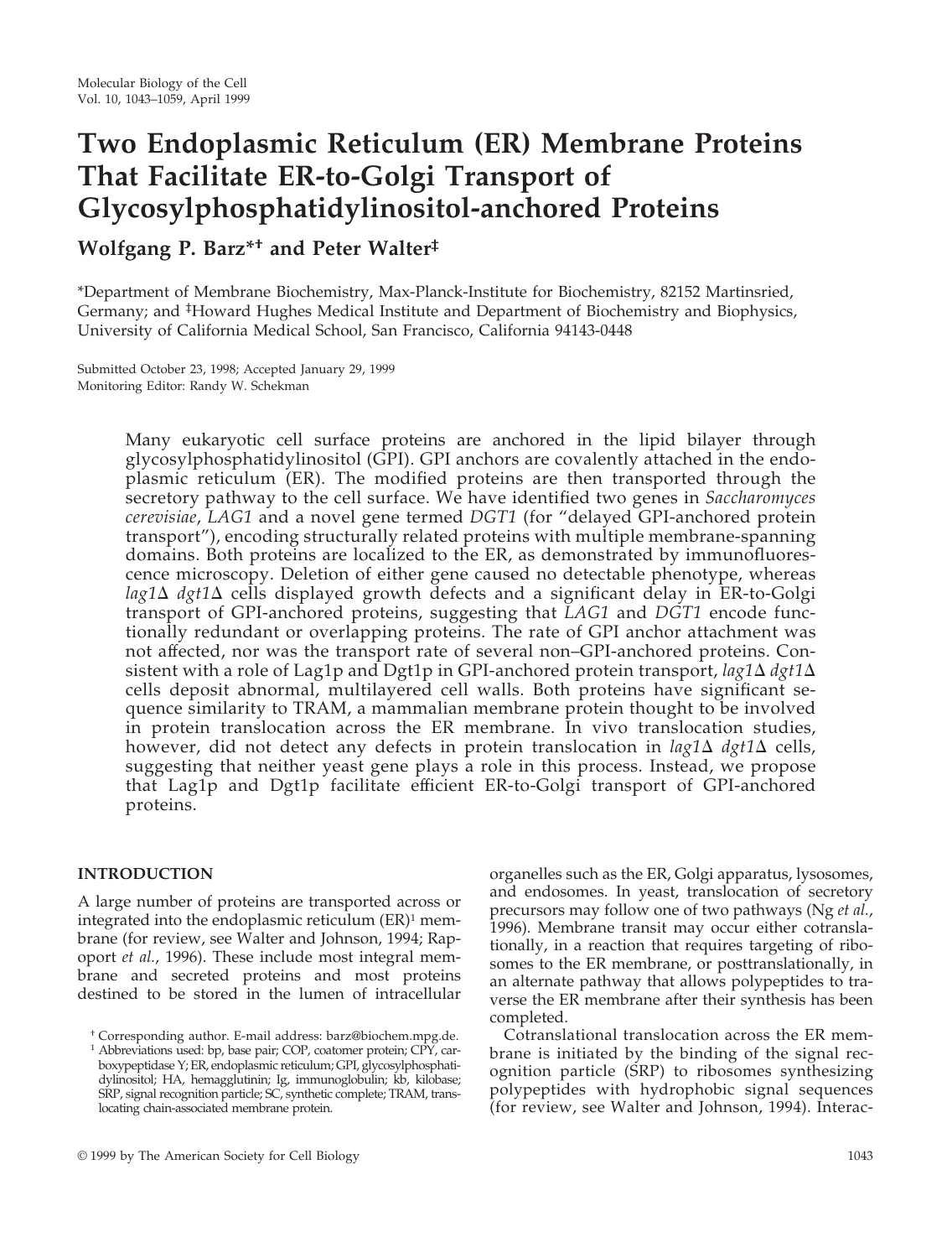# Two Endoplasmic Reticulum (ER) Membrane Proteins That Facilitate ER-to-Golgi Transport of Glycosylphosphatidylinositol-anchored Proteins

**Wolfgang P. Barz*† and Peter Walter‡**

*Department of Membrane Biochemistry, Max-Planck-Institute for Biochemistry, 82152 Martinsried, Germany; and ‡Howard Hughes Medical Institute and Department of Biochemistry and Biophysics, University of California Medical School, San Francisco, California 94143-0448

Submitted October 23, 1998; Accepted January 29, 1999
Monitoring Editor: Randy W. Schekman

Many eukaryotic cell surface proteins are anchored in the lipid bilayer through glycosylphosphatidylinositol (GPI). GPI anchors are covalently attached in the endoplasmic reticulum (ER). The modified proteins are then transported through the secretory pathway to the cell surface. We have identified two genes in *Saccharomyces cerevisiae*, *LAG1* and a novel gene termed *DGT1* (for "delayed GPI-anchored protein transport"), encoding structurally related proteins with multiple membrane-spanning domains. Both proteins are localized to the ER, as demonstrated by immunofluorescence microscopy. Deletion of either gene caused no detectable phenotype, whereas *lag1*Δ *dgt1*Δ cells displayed growth defects and a significant delay in ER-to-Golgi transport of GPI-anchored proteins, suggesting that *LAG1* and *DGT1* encode functionally redundant or overlapping proteins. The rate of GPI anchor attachment was not affected, nor was the transport rate of several non–GPI-anchored proteins. Consistent with a role of Lag1p and Dgt1p in GPI-anchored protein transport, *lag1*Δ *dgt1*Δ cells deposit abnormal, multilayered cell walls. Both proteins have significant sequence similarity to TRAM, a mammalian membrane protein thought to be involved in protein translocation across the ER membrane. In vivo translocation studies, however, did not detect any defects in protein translocation in *lag1*Δ *dgt1*Δ cells, suggesting that neither yeast gene plays a role in this process. Instead, we propose that Lag1p and Dgt1p facilitate efficient ER-to-Golgi transport of GPI-anchored proteins.

## INTRODUCTION

A large number of proteins are transported across or integrated into the endoplasmic reticulum (ER)[1] membrane (for review, see Walter and Johnson, 1994; Rapoport *et al.*, 1996). These include most integral membrane and secreted proteins and most proteins destined to be stored in the lumen of intracellular organelles such as the ER, Golgi apparatus, lysosomes, and endosomes. In yeast, translocation of secretory precursors may follow one of two pathways (Ng *et al.*, 1996). Membrane transit may occur either cotranslationally, in a reaction that requires targeting of ribosomes to the ER membrane, or posttranslationally, in an alternate pathway that allows polypeptides to traverse the ER membrane after their synthesis has been completed.

Cotranslational translocation across the ER membrane is initiated by the binding of the signal recognition particle (SRP) to ribosomes synthesizing polypeptides with hydrophobic signal sequences (for review, see Walter and Johnson, 1994). Interac-

† Corresponding author. E-mail address: barz@biochem.mpg.de.

[1] Abbreviations used: bp, base pair; COP, coatomer protein; CPY, carboxypeptidase Y; ER, endoplasmic reticulum; GPI, glycosylphosphatidylinositol; HA, hemagglutinin; Ig, immunoglobulin; kb, kilobase; SRP, signal recognition particle; SC, synthetic complete; TRAM, translocating chain-associated membrane protein.

© 1999 by The American Society for Cell Biology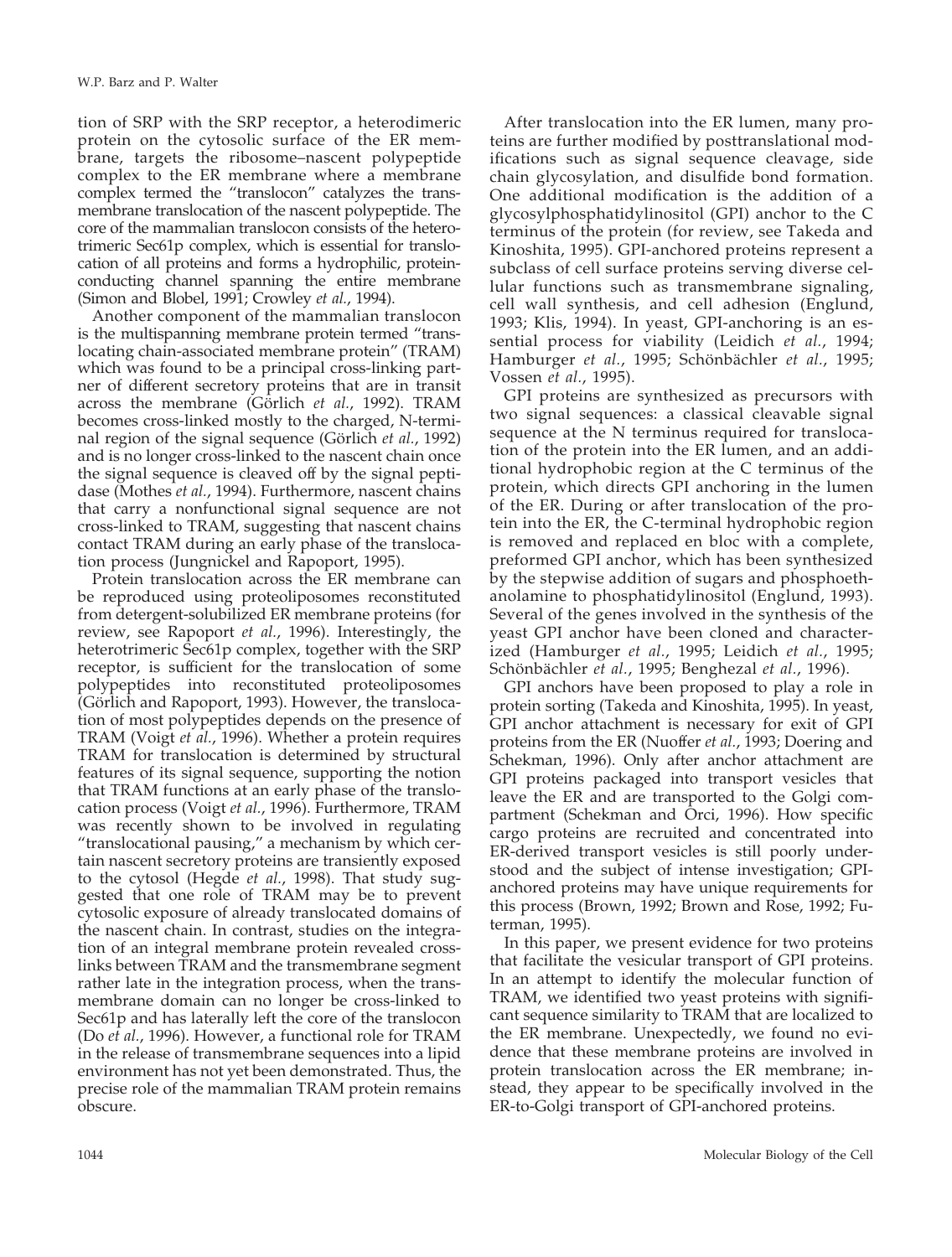tion of SRP with the SRP receptor, a heterodimeric protein on the cytosolic surface of the ER membrane, targets the ribosome–nascent polypeptide complex to the ER membrane where a membrane complex termed the "translocon" catalyzes the transmembrane translocation of the nascent polypeptide. The core of the mammalian translocon consists of the heterotrimeric Sec61p complex, which is essential for translocation of all proteins and forms a hydrophilic, protein-conducting channel spanning the entire membrane (Simon and Blobel, 1991; Crowley *et al.*, 1994).

Another component of the mammalian translocon is the multispanning membrane protein termed "translocating chain-associated membrane protein" (TRAM) which was found to be a principal cross-linking partner of different secretory proteins that are in transit across the membrane (Görlich *et al.*, 1992). TRAM becomes cross-linked mostly to the charged, N-terminal region of the signal sequence (Görlich *et al.*, 1992) and is no longer cross-linked to the nascent chain once the signal sequence is cleaved off by the signal peptidase (Mothes *et al.*, 1994). Furthermore, nascent chains that carry a nonfunctional signal sequence are not cross-linked to TRAM, suggesting that nascent chains contact TRAM during an early phase of the translocation process (Jungnickel and Rapoport, 1995).

Protein translocation across the ER membrane can be reproduced using proteoliposomes reconstituted from detergent-solubilized ER membrane proteins (for review, see Rapoport *et al.*, 1996). Interestingly, the heterotrimeric Sec61p complex, together with the SRP receptor, is sufficient for the translocation of some polypeptides into reconstituted proteoliposomes (Görlich and Rapoport, 1993). However, the translocation of most polypeptides depends on the presence of TRAM (Voigt *et al.*, 1996). Whether a protein requires TRAM for translocation is determined by structural features of its signal sequence, supporting the notion that TRAM functions at an early phase of the translocation process (Voigt *et al.*, 1996). Furthermore, TRAM was recently shown to be involved in regulating "translocational pausing," a mechanism by which certain nascent secretory proteins are transiently exposed to the cytosol (Hegde *et al.*, 1998). That study suggested that one role of TRAM may be to prevent cytosolic exposure of already translocated domains of the nascent chain. In contrast, studies on the integration of an integral membrane protein revealed cross-links between TRAM and the transmembrane segment rather late in the integration process, when the transmembrane domain can no longer be cross-linked to Sec61p and has laterally left the core of the translocon (Do *et al.*, 1996). However, a functional role for TRAM in the release of transmembrane sequences into a lipid environment has not yet been demonstrated. Thus, the precise role of the mammalian TRAM protein remains obscure.

After translocation into the ER lumen, many proteins are further modified by posttranslational modifications such as signal sequence cleavage, side chain glycosylation, and disulfide bond formation. One additional modification is the addition of a glycosylphosphatidylinositol (GPI) anchor to the C terminus of the protein (for review, see Takeda and Kinoshita, 1995). GPI-anchored proteins represent a subclass of cell surface proteins serving diverse cellular functions such as transmembrane signaling, cell wall synthesis, and cell adhesion (Englund, 1993; Klis, 1994). In yeast, GPI-anchoring is an essential process for viability (Leidich *et al.*, 1994; Hamburger *et al.*, 1995; Schönbächler *et al.*, 1995; Vossen *et al.*, 1995).

GPI proteins are synthesized as precursors with two signal sequences: a classical cleavable signal sequence at the N terminus required for translocation of the protein into the ER lumen, and an additional hydrophobic region at the C terminus of the protein, which directs GPI anchoring in the lumen of the ER. During or after translocation of the protein into the ER, the C-terminal hydrophobic region is removed and replaced en bloc with a complete, preformed GPI anchor, which has been synthesized by the stepwise addition of sugars and phosphoethanolamine to phosphatidylinositol (Englund, 1993). Several of the genes involved in the synthesis of the yeast GPI anchor have been cloned and characterized (Hamburger *et al.*, 1995; Leidich *et al.*, 1995; Schönbächler *et al.*, 1995; Benghezal *et al.*, 1996).

GPI anchors have been proposed to play a role in protein sorting (Takeda and Kinoshita, 1995). In yeast, GPI anchor attachment is necessary for exit of GPI proteins from the ER (Nuoffer *et al.*, 1993; Doering and Schekman, 1996). Only after anchor attachment are GPI proteins packaged into transport vesicles that leave the ER and are transported to the Golgi compartment (Schekman and Orci, 1996). How specific cargo proteins are recruited and concentrated into ER-derived transport vesicles is still poorly understood and the subject of intense investigation; GPI-anchored proteins may have unique requirements for this process (Brown, 1992; Brown and Rose, 1992; Futerman, 1995).

In this paper, we present evidence for two proteins that facilitate the vesicular transport of GPI proteins. In an attempt to identify the molecular function of TRAM, we identified two yeast proteins with significant sequence similarity to TRAM that are localized to the ER membrane. Unexpectedly, we found no evidence that these membrane proteins are involved in protein translocation across the ER membrane; instead, they appear to be specifically involved in the ER-to-Golgi transport of GPI-anchored proteins.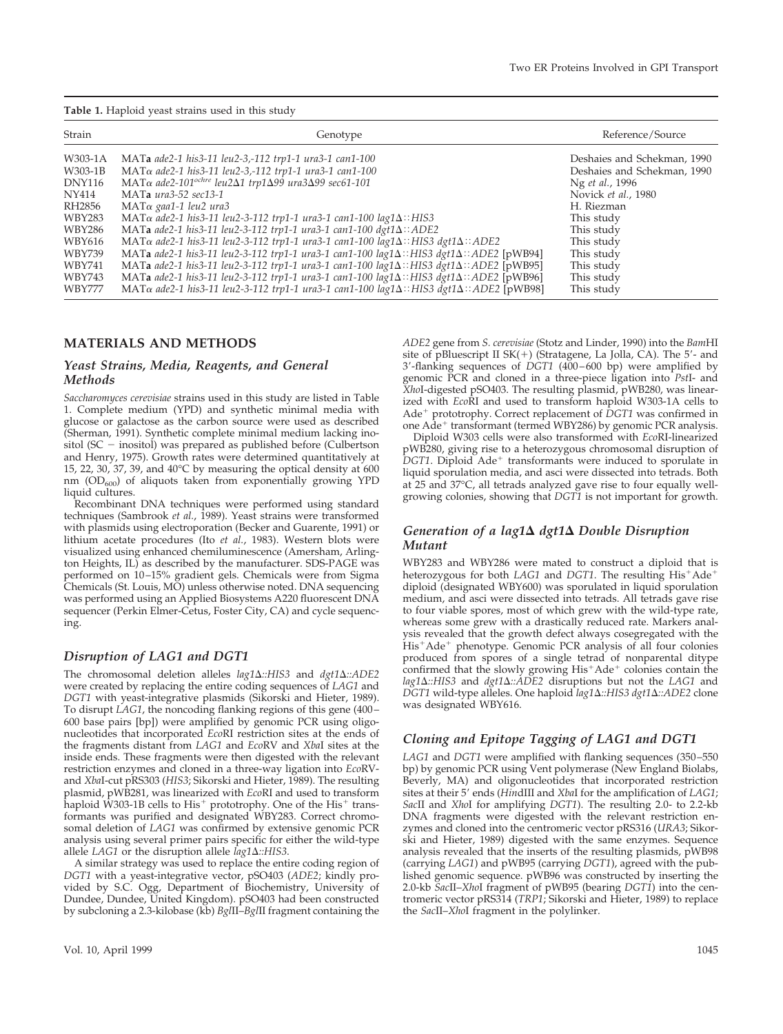**Table 1.** Haploid yeast strains used in this study

| Strain | Genotype | Reference/Source |
|---|---|---|
| W303-1A | MAT**a** *ade2-1 his3-11 leu2-3,-112 trp1-1 ura3-1 can1-100* | Deshaies and Schekman, 1990 |
| W303-1B | MATα *ade2-1 his3-11 leu2-3,-112 trp1-1 ura3-1 can1-100* | Deshaies and Schekman, 1990 |
| DNY116 | MATα *ade2-101*[ochre] *leu2Δ1 trp1Δ99 ura3Δ99 sec61-101* | Ng *et al.*, 1996 |
| NY414 | MAT**a** *ura3-52 sec13-1* | Novick *et al.*, 1980 |
| RH2856 | MATα *gaa1-1 leu2 ura3* | H. Riezman |
| WBY283 | MATα *ade2-1 his3-11 leu2-3-112 trp1-1 ura3-1 can1-100 lag1Δ::HIS3* | This study |
| WBY286 | MAT**a** *ade2-1 his3-11 leu2-3-112 trp1-1 ura3-1 can1-100 dgt1Δ::ADE2* | This study |
| WBY616 | MATα *ade2-1 his3-11 leu2-3-112 trp1-1 ura3-1 can1-100 lag1Δ::HIS3 dgt1Δ::ADE2* | This study |
| WBY739 | MAT**a** *ade2-1 his3-11 leu2-3-112 trp1-1 ura3-1 can1-100 lag1Δ::HIS3 dgt1Δ::ADE2* [pWB94] | This study |
| WBY741 | MAT**a** *ade2-1 his3-11 leu2-3-112 trp1-1 ura3-1 can1-100 lag1Δ::HIS3 dgt1Δ::ADE2* [pWB95] | This study |
| WBY743 | MAT**a** *ade2-1 his3-11 leu2-3-112 trp1-1 ura3-1 can1-100 lag1Δ::HIS3 dgt1Δ::ADE2* [pWB96] | This study |
| WBY777 | MATα *ade2-1 his3-11 leu2-3-112 trp1-1 ura3-1 can1-100 lag1Δ::HIS3 dgt1Δ::ADE2* [pWB98] | This study |

## MATERIALS AND METHODS

### *Yeast Strains, Media, Reagents, and General Methods*

*Saccharomyces cerevisiae* strains used in this study are listed in Table 1. Complete medium (YPD) and synthetic minimal media with glucose or galactose as the carbon source were used as described (Sherman, 1991). Synthetic complete minimal medium lacking inositol (SC − inositol) was prepared as published before (Culbertson and Henry, 1975). Growth rates were determined quantitatively at 15, 22, 30, 37, 39, and 40°C by measuring the optical density at 600 nm ($OD_{600}$) of aliquots taken from exponentially growing YPD liquid cultures.

Recombinant DNA techniques were performed using standard techniques (Sambrook *et al.*, 1989). Yeast strains were transformed with plasmids using electroporation (Becker and Guarente, 1991) or lithium acetate procedures (Ito *et al.*, 1983). Western blots were visualized using enhanced chemiluminescence (Amersham, Arlington Heights, IL) as described by the manufacturer. SDS-PAGE was performed on 10–15% gradient gels. Chemicals were from Sigma Chemicals (St. Louis, MO) unless otherwise noted. DNA sequencing was performed using an Applied Biosystems A220 fluorescent DNA sequencer (Perkin Elmer-Cetus, Foster City, CA) and cycle sequencing.

### *Disruption of LAG1 and DGT1*

The chromosomal deletion alleles *lag1Δ::HIS3* and *dgt1Δ::ADE2* were created by replacing the entire coding sequences of *LAG1* and *DGT1* with yeast-integrative plasmids (Sikorski and Hieter, 1989). To disrupt *LAG1*, the noncoding flanking regions of this gene (400–600 base pairs [bp]) were amplified by genomic PCR using oligonucleotides that incorporated *Eco*RI restriction sites at the ends of the fragments distant from *LAG1* and *Eco*RV and *Xba*I sites at the inside ends. These fragments were then digested with the relevant restriction enzymes and cloned in a three-way ligation into *Eco*RV- and *Xba*I-cut pRS303 (*HIS3*; Sikorski and Hieter, 1989). The resulting plasmid, pWB281, was linearized with *Eco*RI and used to transform haploid W303-1B cells to His$^+$ prototrophy. One of the His$^+$ transformants was purified and designated WBY283. Correct chromosomal deletion of *LAG1* was confirmed by extensive genomic PCR analysis using several primer pairs specific for either the wild-type allele *LAG1* or the disruption allele *lag1Δ::HIS3*.

A similar strategy was used to replace the entire coding region of *DGT1* with a yeast-integrative vector, pSO403 (*ADE2*; kindly provided by S.C. Ogg, Department of Biochemistry, University of Dundee, Dundee, United Kingdom). pSO403 had been constructed by subcloning a 2.3-kilobase (kb) *Bgl*II–*Bgl*II fragment containing the *ADE2* gene from *S. cerevisiae* (Stotz and Linder, 1990) into the *Bam*HI site of pBluescript II SK(+) (Stratagene, La Jolla, CA). The 5′- and 3′-flanking sequences of *DGT1* (400–600 bp) were amplified by genomic PCR and cloned in a three-piece ligation into *Pst*I- and *Xho*I-digested pSO403. The resulting plasmid, pWB280, was linearized with *Eco*RI and used to transform haploid W303-1A cells to Ade$^+$ prototrophy. Correct replacement of *DGT1* was confirmed in one Ade$^+$ transformant (termed WBY286) by genomic PCR analysis.

Diploid W303 cells were also transformed with *Eco*RI-linearized pWB280, giving rise to a heterozygous chromosomal disruption of *DGT1*. Diploid Ade$^+$ transformants were induced to sporulate in liquid sporulation media, and asci were dissected into tetrads. Both at 25 and 37°C, all tetrads analyzed gave rise to four equally well-growing colonies, showing that *DGT1* is not important for growth.

### *Generation of a lag1Δ dgt1Δ Double Disruption Mutant*

WBY283 and WBY286 were mated to construct a diploid that is heterozygous for both *LAG1* and *DGT1*. The resulting His$^+$Ade$^+$ diploid (designated WBY600) was sporulated in liquid sporulation medium, and asci were dissected into tetrads. All tetrads gave rise to four viable spores, most of which grew with the wild-type rate, whereas some grew with a drastically reduced rate. Markers analysis revealed that the growth defect always cosegregated with the His$^+$Ade$^+$ phenotype. Genomic PCR analysis of all four colonies produced from spores of a single tetrad of nonparental ditype confirmed that the slowly growing His$^+$Ade$^+$ colonies contain the *lag1Δ::HIS3* and *dgt1Δ::ADE2* disruptions but not the *LAG1* and *DGT1* wild-type alleles. One haploid *lag1Δ::HIS3 dgt1Δ::ADE2* clone was designated WBY616.

### *Cloning and Epitope Tagging of LAG1 and DGT1*

*LAG1* and *DGT1* were amplified with flanking sequences (350–550 bp) by genomic PCR using Vent polymerase (New England Biolabs, Beverly, MA) and oligonucleotides that incorporated restriction sites at their 5′ ends (*Hin*dIII and *Xba*I for the amplification of *LAG1*; *Sac*II and *Xho*I for amplifying *DGT1*). The resulting 2.0- to 2.2-kb DNA fragments were digested with the relevant restriction enzymes and cloned into the centromeric vector pRS316 (*URA3*; Sikorski and Hieter, 1989) digested with the same enzymes. Sequence analysis revealed that the inserts of the resulting plasmids, pWB98 (carrying *LAG1*) and pWB95 (carrying *DGT1*), agreed with the published genomic sequence. pWB96 was constructed by inserting the 2.0-kb *Sac*II–*Xho*I fragment of pWB95 (bearing *DGT1*) into the centromeric vector pRS314 (*TRP1*; Sikorski and Hieter, 1989) to replace the *Sac*II–*Xho*I fragment in the polylinker.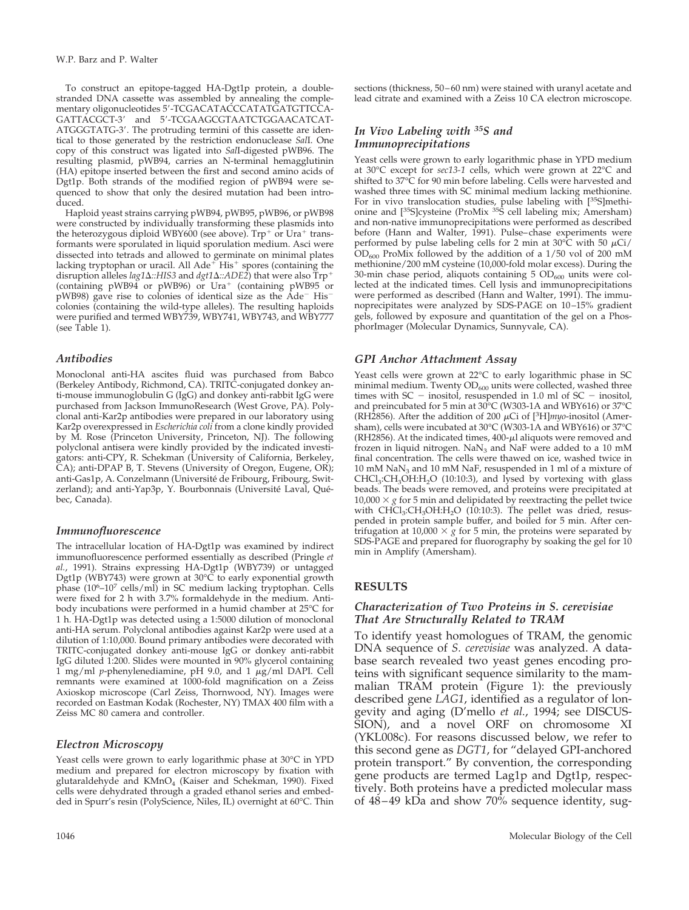To construct an epitope-tagged HA-Dgt1p protein, a double-stranded DNA cassette was assembled by annealing the complementary oligonucleotides 5′-TCGACATACCCATATGATGTTCCAGATTACGCT-3′ and 5′-TCGAAGCGTAATCTGGAACATCATATGGGTATG-3′. The protruding termini of this cassette are identical to those generated by the restriction endonuclease *Sal*I. One copy of this construct was ligated into *Sal*I-digested pWB96. The resulting plasmid, pWB94, carries an N-terminal hemagglutinin (HA) epitope inserted between the first and second amino acids of Dgt1p. Both strands of the modified region of pWB94 were sequenced to show that only the desired mutation had been introduced.

Haploid yeast strains carrying pWB94, pWB95, pWB96, or pWB98 were constructed by individually transforming these plasmids into the heterozygous diploid WBY600 (see above). $Trp^+$ or $Ura^+$ transformants were sporulated in liquid sporulation medium. Asci were dissected into tetrads and allowed to germinate on minimal plates lacking tryptophan or uracil. All $Ade^+$ $His^+$ spores (containing the disruption alleles *lag1Δ::HIS3* and *dgt1Δ::ADE2*) that were also $Trp^+$ (containing pWB94 or pWB96) or $Ura^+$ (containing pWB95 or pWB98) gave rise to colonies of identical size as the $Ade^-$ $His^-$ colonies (containing the wild-type alleles). The resulting haploids were purified and termed WBY739, WBY741, WBY743, and WBY777 (see Table 1).

### Antibodies

Monoclonal anti-HA ascites fluid was purchased from Babco (Berkeley Antibody, Richmond, CA). TRITC-conjugated donkey anti-mouse immunoglobulin G (IgG) and donkey anti-rabbit IgG were purchased from Jackson ImmunoResearch (West Grove, PA). Polyclonal anti-Kar2p antibodies were prepared in our laboratory using Kar2p overexpressed in *Escherichia coli* from a clone kindly provided by M. Rose (Princeton University, Princeton, NJ). The following polyclonal antisera were kindly provided by the indicated investigators: anti-CPY, R. Schekman (University of California, Berkeley, CA); anti-DPAP B, T. Stevens (University of Oregon, Eugene, OR); anti-Gas1p, A. Conzelmann (Université de Fribourg, Fribourg, Switzerland); and anti-Yap3p, Y. Bourbonnais (Université Laval, Québec, Canada).

### Immunofluorescence

The intracellular location of HA-Dgt1p was examined by indirect immunofluorescence performed essentially as described (Pringle *et al.*, 1991). Strains expressing HA-Dgt1p (WBY739) or untagged Dgt1p (WBY743) were grown at 30°C to early exponential growth phase ($10^6$–$10^7$ cells/ml) in SC medium lacking tryptophan. Cells were fixed for 2 h with 3.7% formaldehyde in the medium. Antibody incubations were performed in a humid chamber at 25°C for 1 h. HA-Dgt1p was detected using a 1:5000 dilution of monoclonal anti-HA serum. Polyclonal antibodies against Kar2p were used at a dilution of 1:10,000. Bound primary antibodies were decorated with TRITC-conjugated donkey anti-mouse IgG or donkey anti-rabbit IgG diluted 1:200. Slides were mounted in 90% glycerol containing 1 mg/ml *p*-phenylenediamine, pH 9.0, and 1 μg/ml DAPI. Cell remnants were examined at 1000-fold magnification on a Zeiss Axioskop microscope (Carl Zeiss, Thornwood, NY). Images were recorded on Eastman Kodak (Rochester, NY) TMAX 400 film with a Zeiss MC 80 camera and controller.

### Electron Microscopy

Yeast cells were grown to early logarithmic phase at 30°C in YPD medium and prepared for electron microscopy by fixation with glutaraldehyde and $KMnO_4$ (Kaiser and Schekman, 1990). Fixed cells were dehydrated through a graded ethanol series and embedded in Spurr's resin (PolyScience, Niles, IL) overnight at 60°C. Thin sections (thickness, 50–60 nm) were stained with uranyl acetate and lead citrate and examined with a Zeiss 10 CA electron microscope.

### In Vivo Labeling with $^{35}S$ and Immunoprecipitations

Yeast cells were grown to early logarithmic phase in YPD medium at 30°C except for *sec13-1* cells, which were grown at 22°C and shifted to 37°C for 90 min before labeling. Cells were harvested and washed three times with SC minimal medium lacking methionine. For in vivo translocation studies, pulse labeling with [$^{35}S$]methionine and [$^{35}S$]cysteine (ProMix $^{35}S$ cell labeling mix; Amersham) and non-native immunoprecipitations were performed as described before (Hann and Walter, 1991). Pulse–chase experiments were performed by pulse labeling cells for 2 min at 30°C with 50 μCi/$OD_{600}$ ProMix followed by the addition of a 1/50 vol of 200 mM methionine/200 mM cysteine (10,000-fold molar excess). During the 30-min chase period, aliquots containing 5 $OD_{600}$ units were collected at the indicated times. Cell lysis and immunoprecipitations were performed as described (Hann and Walter, 1991). The immunoprecipitates were analyzed by SDS-PAGE on 10–15% gradient gels, followed by exposure and quantitation of the gel on a PhosphorImager (Molecular Dynamics, Sunnyvale, CA).

### GPI Anchor Attachment Assay

Yeast cells were grown at 22°C to early logarithmic phase in SC minimal medium. Twenty $OD_{600}$ units were collected, washed three times with SC − inositol, resuspended in 1.0 ml of SC − inositol, and preincubated for 5 min at 30°C (W303-1A and WBY616) or 37°C (RH2856). After the addition of 200 μCi of [$^3H$]*myo*-inositol (Amersham), cells were incubated at 30°C (W303-1A and WBY616) or 37°C (RH2856). At the indicated times, 400-μl aliquots were removed and frozen in liquid nitrogen. $NaN_3$ and NaF were added to a 10 mM final concentration. The cells were thawed on ice, washed twice in 10 mM $NaN_3$ and 10 mM NaF, resuspended in 1 ml of a mixture of $CHCl_3$:$CH_3OH$:$H_2O$ (10:10:3), and lysed by vortexing with glass beads. The beads were removed, and proteins were precipitated at 10,000 × *g* for 5 min and delipidated by reextracting the pellet twice with $CHCl_3$:$CH_3OH$:$H_2O$ (10:10:3). The pellet was dried, resuspended in protein sample buffer, and boiled for 5 min. After centrifugation at 10,000 × *g* for 5 min, the proteins were separated by SDS-PAGE and prepared for fluorography by soaking the gel for 10 min in Amplify (Amersham).

## RESULTS

### Characterization of Two Proteins in S. cerevisiae That Are Structurally Related to TRAM

To identify yeast homologues of TRAM, the genomic DNA sequence of *S. cerevisiae* was analyzed. A database search revealed two yeast genes encoding proteins with significant sequence similarity to the mammalian TRAM protein (Figure 1): the previously described gene *LAG1*, identified as a regulator of longevity and aging (D'mello *et al.*, 1994; see DISCUSSION), and a novel ORF on chromosome XI (YKL008c). For reasons discussed below, we refer to this second gene as *DGT1*, for "delayed GPI-anchored protein transport." By convention, the corresponding gene products are termed Lag1p and Dgt1p, respectively. Both proteins have a predicted molecular mass of 48–49 kDa and show 70% sequence identity, sug-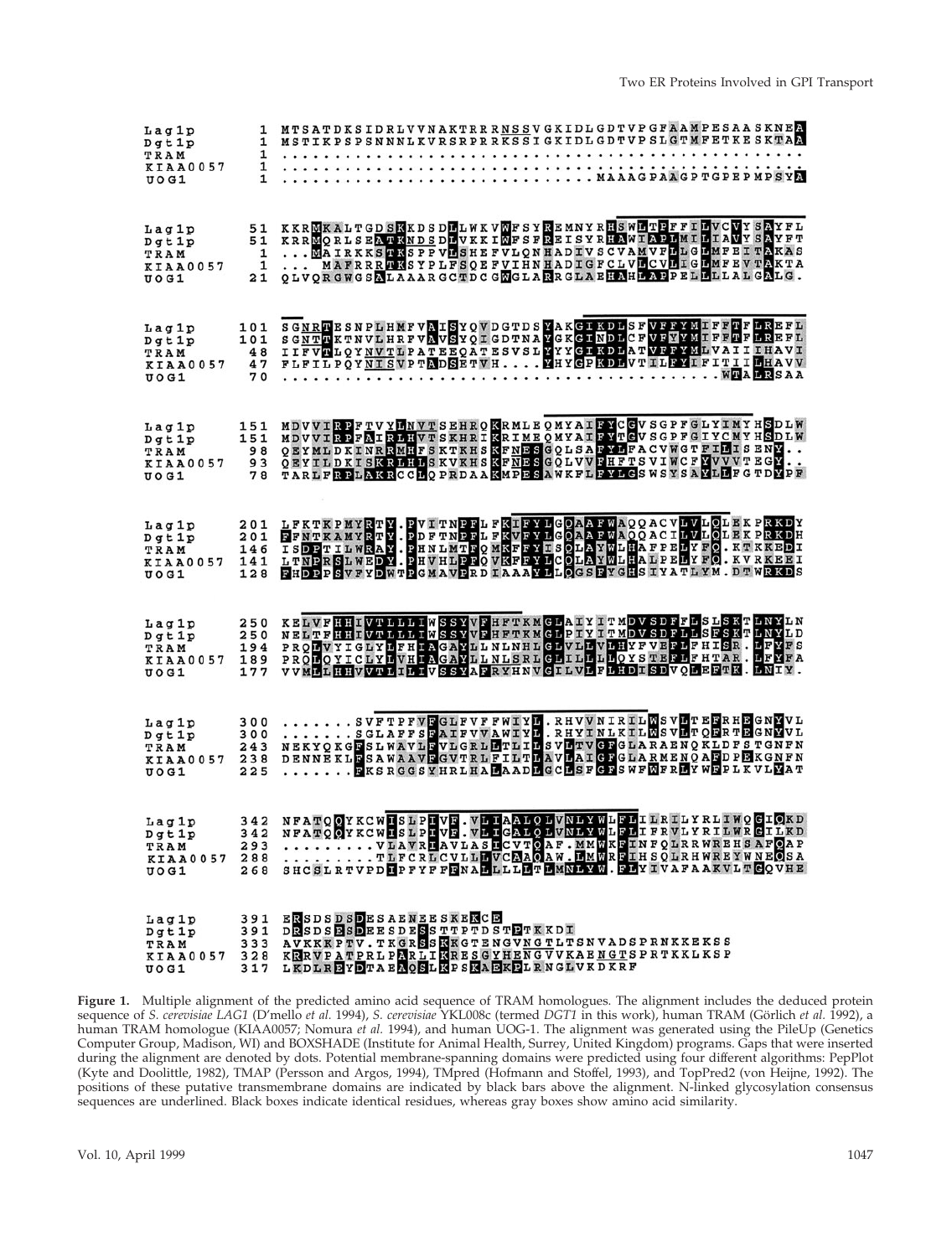```
Lag1p      1  MTSATDKSIDRLVVNAKTRRRNSSVGKIDLGDTVPGFAAMPESAASKNEA
Dgt1p      1  MSTIKPSPSNNNLKVRSRPRRKSSIGKIDLGDTVPSLGTMFETKESKTAA
TRAM       1  ..................................................
KIAA0057   1  ..................................................
UOG1       1  ............................MAAAGPAAGPTGPEPMPSYA

Lag1p     51  KKRMKALTGDSKKDSDLLWKVWFSYREMNYRHSWLTPFFILVCVYSAYFL
Dgt1p     51  KRRMQRLSEATKNDSDLVKKIWFSFREISYRHAWIAPLMILIAVYSAYFT
TRAM       1  ...MAIRKKSTKSPPVLSHEFVLQNHADIVSCVAMVFLLGLMFEITAKAS
KIAA0057   1  ... MAFRRRTKSYPLFSQEFVIHNHADIGFCLVLCVLIGLMFEVTAKTA
UOG1      21  QLVQRGWGSALAAARGCTDCGWGLARRGLAEHAHLAPPELLLLALGALG.

Lag1p    101  SGNRTESNPLHMFVAISYQVDGTDSYAKGIKDLSFVFFYMIFFTFLREFL
Dgt1p    101  SGNTTKTNVLHRFVAVSYQIGDTNAYGKGINDLCFVFYYMIFFTFLREFL
TRAM      48  IIFVTLQYNVTLPATEEQATESVSLYYYGIKDLATVFFYMLVAIIIHAVI
KIAA0057  47  FLFILPQYNISVPTADSETVH....YHYGPKDLVTILFYIFITIILHAVV
UOG1      70  ..........................................WTALRSAA

Lag1p    151  MDVVIRPFTVYLNVTSEHRQKRMLEQMYAIFYCGVSGPFGLYIMYHSDLW
Dgt1p    151  MDVVIRPFAIRLHVTSKHRIKRIMEQMYAIFYTGVSGPFGIYCMYHSDLW
TRAM      98  QEYMLDKINRRMHFSKTKHSKFNESGQLSAFYLFACVWGTFILISENY..
KIAA0057  93  QEYILDKISKRLHLSKVKHSKFNESGQLVVFHFTSVIWCFYVVVTEGY..
UOG1      78  TARLFRPLAKRCCLQPRDAAKMPESAWKFLFYLGSWSYSAYLLFGTDYPF

Lag1p    201  LFKTKPMYRTY.PVITNPFLFKIFYLGQAAFWAQQACVLVLQLEKPRKDY
Dgt1p    201  FFNTKAMYRTY.PDFTNPFLFKVFYLGQAAFWAQQACILVLQLEKPRKDH
TRAM     146  ISDPTILWRAY.PHNLMTFQMKFFYISQLAYWLHAFPELYFQ.KTKKEDI
KIAA0057 141  LTNPRSLWEDY.PHVHLPFQVKFFYLCQLAYWLHALPELYFQ.KVRKEEI
UOG1     128  FHDPPSVFYDWTPGMAVPRDIAAAYLLQGSFYGHSIYATLYM.DTWRKDS

Lag1p    250  KELVFHHIVTLLLIWSSYVFHFTKMGLAIYITMDVSDFFLSLSKTLNYLN
Dgt1p    250  NELTFHHIVTLLLIWSSYVFHFTKMGLPIYITMDVSDFFLSFSKTLNYLD
TRAM     194  PRQLVYIGLYLFHIAGAYLLNLNHLGLVLLVLHYFVEFLFHISR.LFYFS
KIAA0057 189  PRQLQYICLYLVHIAGAYLLNLSRLGLILLLLQYSTEFLFHTAR.LFYFA
UOG1     177  VVMLLHHVVTLILIVSSYAFRYHNVGILVLFLHDISDVQLEFTK.LNIY.

Lag1p    300  .......SVFTPFVFGLFVFFWIYL.RHVVNIRILWSVLTEFRHEGNYVL
Dgt1p    300  .......SGLAFFSFAIFVVAWIYL.RHYINLKILWSVLTQFRTEGNYVL
TRAM     243  NEKYQKGFSLWAVLFVLGRLLTLILSVLTVGFGLARAENQKLDFSTGNFN
KIAA0057 238  DENNEKLFSAWAAVFGVTRLFILTLAVLAIGFGLARMENQAFDPEKGNFN
UOG1     225  .......FKSRGGSYHRLHALAADLGCLSFGFSWFWFRLYWFPLKVLYAT

Lag1p    342  NFATQQYKCWISLPIVF.VLIAALQLVNLYWLFLILRILYRLIWQGIQKD
Dgt1p    342  NFATQQYKCWISLPIVF.VLIGALQLVNLYWLFLIFRVLYRILWRGILKD
TRAM     293  .........VLAVRIAVLASICVTQAF.MMWKFINFQLRRWREHSAFQAP
KIAA0057 288  .........TLFCRLCVLLLVCAAQAW.LMWRFIHSQLRHWREYWNEQSA
UOG1     268  SHCSLRTVPDIPFYFFFNALLLLLTLMNLYW.FLYIVAFAAKVLTGQVHE

Lag1p    391  ERSDSDSDESAENEESKEKCE
Dgt1p    391  DRSDSESDEESDESSTTPTDSTPTKKDI
TRAM     333  AVKKKPTV.TKGRSSKKGTENGVNGTLTSNVADSPRNKKEKSS
KIAA0057 328  KRRVPATPRLPARLIKRESGYHENGVVKAENGTSPRTKKLKSP
UOG1     317  LKDLREYDTAEAQSLKPSKAEKPLRNGLVKDKRF
```

**Figure 1.** Multiple alignment of the predicted amino acid sequence of TRAM homologues. The alignment includes the deduced protein sequence of *S. cerevisiae LAG1* (D'mello *et al.* 1994), *S. cerevisiae* YKL008c (termed *DGT1* in this work), human TRAM (Görlich *et al.* 1992), a human TRAM homologue (KIAA0057; Nomura *et al.* 1994), and human UOG-1. The alignment was generated using the PileUp (Genetics Computer Group, Madison, WI) and BOXSHADE (Institute for Animal Health, Surrey, United Kingdom) programs. Gaps that were inserted during the alignment are denoted by dots. Potential membrane-spanning domains were predicted using four different algorithms: PepPlot (Kyte and Doolittle, 1982), TMAP (Persson and Argos, 1994), TMpred (Hofmann and Stoffel, 1993), and TopPred2 (von Heijne, 1992). The positions of these putative transmembrane domains are indicated by black bars above the alignment. N-linked glycosylation consensus sequences are underlined. Black boxes indicate identical residues, whereas gray boxes show amino acid similarity.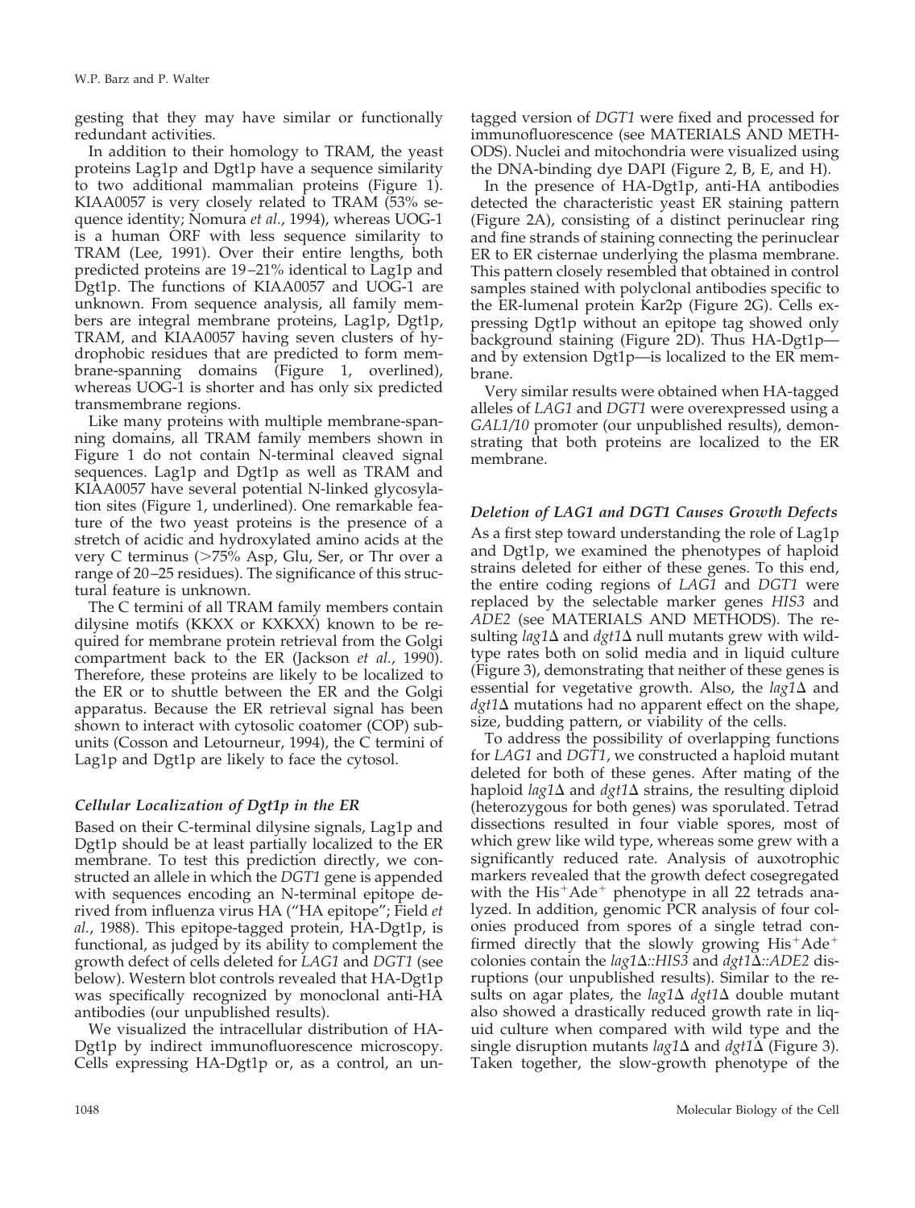gesting that they may have similar or functionally redundant activities.

In addition to their homology to TRAM, the yeast proteins Lag1p and Dgt1p have a sequence similarity to two additional mammalian proteins (Figure 1). KIAA0057 is very closely related to TRAM (53% sequence identity; Nomura *et al.*, 1994), whereas UOG-1 is a human ORF with less sequence similarity to TRAM (Lee, 1991). Over their entire lengths, both predicted proteins are 19–21% identical to Lag1p and Dgt1p. The functions of KIAA0057 and UOG-1 are unknown. From sequence analysis, all family members are integral membrane proteins, Lag1p, Dgt1p, TRAM, and KIAA0057 having seven clusters of hydrophobic residues that are predicted to form membrane-spanning domains (Figure 1, overlined), whereas UOG-1 is shorter and has only six predicted transmembrane regions.

Like many proteins with multiple membrane-spanning domains, all TRAM family members shown in Figure 1 do not contain N-terminal cleaved signal sequences. Lag1p and Dgt1p as well as TRAM and KIAA0057 have several potential N-linked glycosylation sites (Figure 1, underlined). One remarkable feature of the two yeast proteins is the presence of a stretch of acidic and hydroxylated amino acids at the very C terminus (>75% Asp, Glu, Ser, or Thr over a range of 20–25 residues). The significance of this structural feature is unknown.

The C termini of all TRAM family members contain dilysine motifs (KKXX or KXKXX) known to be required for membrane protein retrieval from the Golgi compartment back to the ER (Jackson *et al.*, 1990). Therefore, these proteins are likely to be localized to the ER or to shuttle between the ER and the Golgi apparatus. Because the ER retrieval signal has been shown to interact with cytosolic coatomer (COP) subunits (Cosson and Letourneur, 1994), the C termini of Lag1p and Dgt1p are likely to face the cytosol.

### *Cellular Localization of Dgt1p in the ER*

Based on their C-terminal dilysine signals, Lag1p and Dgt1p should be at least partially localized to the ER membrane. To test this prediction directly, we constructed an allele in which the *DGT1* gene is appended with sequences encoding an N-terminal epitope derived from influenza virus HA ("HA epitope"; Field *et al.*, 1988). This epitope-tagged protein, HA-Dgt1p, is functional, as judged by its ability to complement the growth defect of cells deleted for *LAG1* and *DGT1* (see below). Western blot controls revealed that HA-Dgt1p was specifically recognized by monoclonal anti-HA antibodies (our unpublished results).

We visualized the intracellular distribution of HA-Dgt1p by indirect immunofluorescence microscopy. Cells expressing HA-Dgt1p or, as a control, an untagged version of *DGT1* were fixed and processed for immunofluorescence (see MATERIALS AND METHODS). Nuclei and mitochondria were visualized using the DNA-binding dye DAPI (Figure 2, B, E, and H).

In the presence of HA-Dgt1p, anti-HA antibodies detected the characteristic yeast ER staining pattern (Figure 2A), consisting of a distinct perinuclear ring and fine strands of staining connecting the perinuclear ER to ER cisternae underlying the plasma membrane. This pattern closely resembled that obtained in control samples stained with polyclonal antibodies specific to the ER-lumenal protein Kar2p (Figure 2G). Cells expressing Dgt1p without an epitope tag showed only background staining (Figure 2D). Thus HA-Dgt1p—and by extension Dgt1p—is localized to the ER membrane.

Very similar results were obtained when HA-tagged alleles of *LAG1* and *DGT1* were overexpressed using a *GAL1/10* promoter (our unpublished results), demonstrating that both proteins are localized to the ER membrane.

### *Deletion of LAG1 and DGT1 Causes Growth Defects*

As a first step toward understanding the role of Lag1p and Dgt1p, we examined the phenotypes of haploid strains deleted for either of these genes. To this end, the entire coding regions of *LAG1* and *DGT1* were replaced by the selectable marker genes *HIS3* and *ADE2* (see MATERIALS AND METHODS). The resulting *lag1Δ* and *dgt1Δ* null mutants grew with wild-type rates both on solid media and in liquid culture (Figure 3), demonstrating that neither of these genes is essential for vegetative growth. Also, the *lag1Δ* and *dgt1Δ* mutations had no apparent effect on the shape, size, budding pattern, or viability of the cells.

To address the possibility of overlapping functions for *LAG1* and *DGT1*, we constructed a haploid mutant deleted for both of these genes. After mating of the haploid *lag1Δ* and *dgt1Δ* strains, the resulting diploid (heterozygous for both genes) was sporulated. Tetrad dissections resulted in four viable spores, most of which grew like wild type, whereas some grew with a significantly reduced rate. Analysis of auxotrophic markers revealed that the growth defect cosegregated with the $His^+Ade^+$ phenotype in all 22 tetrads analyzed. In addition, genomic PCR analysis of four colonies produced from spores of a single tetrad confirmed directly that the slowly growing $His^+Ade^+$ colonies contain the *lag1Δ::HIS3* and *dgt1Δ::ADE2* disruptions (our unpublished results). Similar to the results on agar plates, the *lag1Δ dgt1Δ* double mutant also showed a drastically reduced growth rate in liquid culture when compared with wild type and the single disruption mutants *lag1Δ* and *dgt1Δ* (Figure 3). Taken together, the slow-growth phenotype of the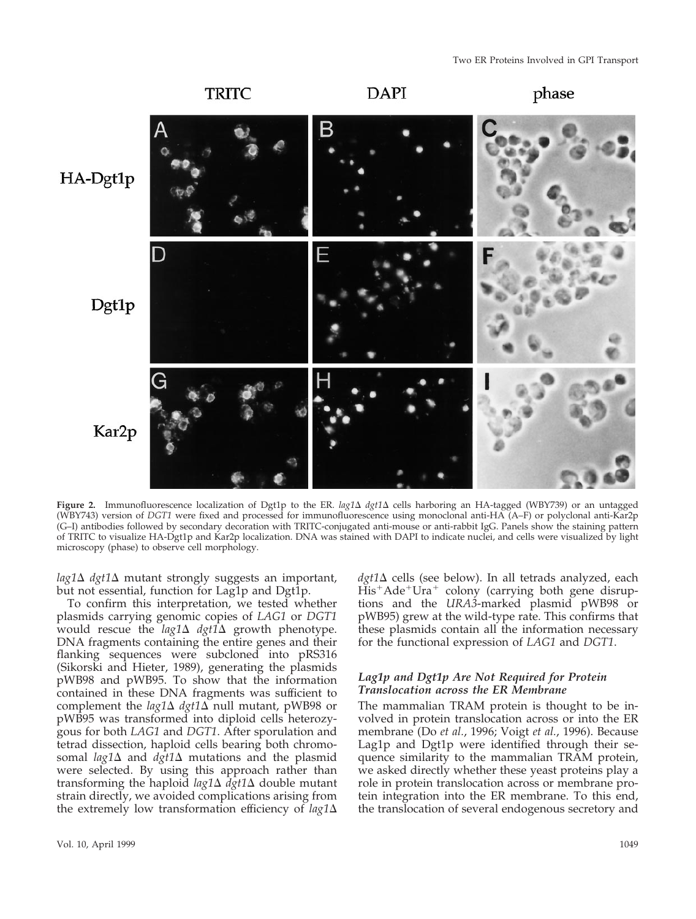**Figure 2.** Immunofluorescence localization of Dgt1p to the ER. *lag1*Δ *dgt1*Δ cells harboring an HA-tagged (WBY739) or an untagged (WBY743) version of *DGT1* were fixed and processed for immunofluorescence using monoclonal anti-HA (A–F) or polyclonal anti-Kar2p (G–I) antibodies followed by secondary decoration with TRITC-conjugated anti-mouse or anti-rabbit IgG. Panels show the staining pattern of TRITC to visualize HA-Dgt1p and Kar2p localization. DNA was stained with DAPI to indicate nuclei, and cells were visualized by light microscopy (phase) to observe cell morphology.

*lag1*Δ *dgt1*Δ mutant strongly suggests an important, but not essential, function for Lag1p and Dgt1p.

To confirm this interpretation, we tested whether plasmids carrying genomic copies of *LAG1* or *DGT1* would rescue the *lag1*Δ *dgt1*Δ growth phenotype. DNA fragments containing the entire genes and their flanking sequences were subcloned into pRS316 (Sikorski and Hieter, 1989), generating the plasmids pWB98 and pWB95. To show that the information contained in these DNA fragments was sufficient to complement the *lag1*Δ *dgt1*Δ null mutant, pWB98 or pWB95 was transformed into diploid cells heterozygous for both *LAG1* and *DGT1*. After sporulation and tetrad dissection, haploid cells bearing both chromosomal *lag1*Δ and *dgt1*Δ mutations and the plasmid were selected. By using this approach rather than transforming the haploid *lag1*Δ *dgt1*Δ double mutant strain directly, we avoided complications arising from the extremely low transformation efficiency of *lag1*Δ *dgt1*Δ cells (see below). In all tetrads analyzed, each $His^{+}Ade^{+}Ura^{+}$ colony (carrying both gene disruptions and the *URA3*-marked plasmid pWB98 or pWB95) grew at the wild-type rate. This confirms that these plasmids contain all the information necessary for the functional expression of *LAG1* and *DGT1*.

### *Lag1p and Dgt1p Are Not Required for Protein Translocation across the ER Membrane*

The mammalian TRAM protein is thought to be involved in protein translocation across or into the ER membrane (Do *et al.*, 1996; Voigt *et al.*, 1996). Because Lag1p and Dgt1p were identified through their sequence similarity to the mammalian TRAM protein, we asked directly whether these yeast proteins play a role in protein translocation across or membrane protein integration into the ER membrane. To this end, the translocation of several endogenous secretory and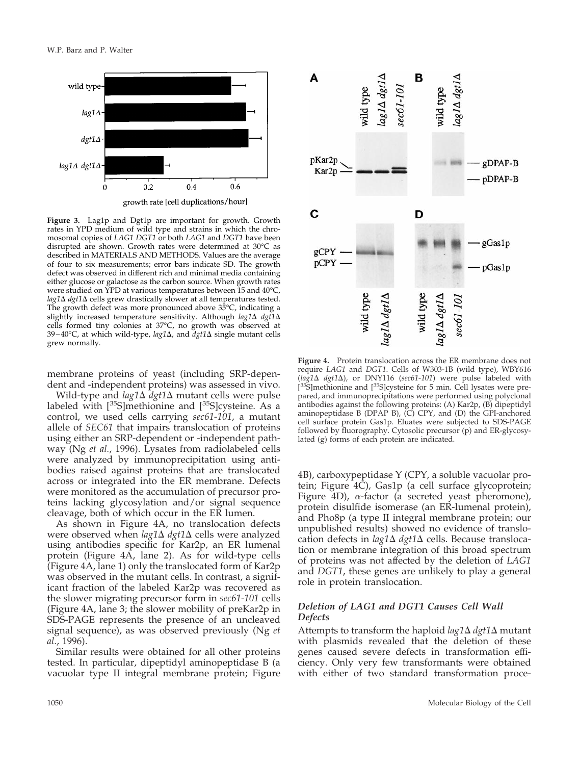**Figure 3.** Lag1p and Dgt1p are important for growth. Growth rates in YPD medium of wild type and strains in which the chromosomal copies of *LAG1 DGT1* or both *LAG1* and *DGT1* have been disrupted are shown. Growth rates were determined at 30°C as described in MATERIALS AND METHODS. Values are the average of four to six measurements; error bars indicate SD. The growth defect was observed in different rich and minimal media containing either glucose or galactose as the carbon source. When growth rates were studied on YPD at various temperatures between 15 and 40°C, *lag1Δ dgt1Δ* cells grew drastically slower at all temperatures tested. The growth defect was more pronounced above 35°C, indicating a slightly increased temperature sensitivity. Although *lag1Δ dgt1Δ* cells formed tiny colonies at 37°C, no growth was observed at 39–40°C, at which wild-type, *lag1Δ*, and *dgt1Δ* single mutant cells grew normally.

**Figure 4.** Protein translocation across the ER membrane does not require *LAG1* and *DGT1*. Cells of W303-1B (wild type), WBY616 (*lag1Δ dgt1Δ*), or DNY116 (*sec61-101*) were pulse labeled with [$^{35}$S]methionine and [$^{35}$S]cysteine for 5 min. Cell lysates were prepared, and immunoprecipitations were performed using polyclonal antibodies against the following proteins: (A) Kar2p, (B) dipeptidyl aminopeptidase B (DPAP B), (C) CPY, and (D) the GPI-anchored cell surface protein Gas1p. Eluates were subjected to SDS-PAGE followed by fluorography. Cytosolic precursor (p) and ER-glycosylated (g) forms of each protein are indicated.

membrane proteins of yeast (including SRP-dependent and -independent proteins) was assessed in vivo.

Wild-type and *lag1Δ dgt1Δ* mutant cells were pulse labeled with [$^{35}$S]methionine and [$^{35}$S]cysteine. As a control, we used cells carrying *sec61-101*, a mutant allele of *SEC61* that impairs translocation of proteins using either an SRP-dependent or -independent pathway (Ng *et al.*, 1996). Lysates from radiolabeled cells were analyzed by immunoprecipitation using antibodies raised against proteins that are translocated across or integrated into the ER membrane. Defects were monitored as the accumulation of precursor proteins lacking glycosylation and/or signal sequence cleavage, both of which occur in the ER lumen.

As shown in Figure 4A, no translocation defects were observed when *lag1Δ dgt1Δ* cells were analyzed using antibodies specific for Kar2p, an ER lumenal protein (Figure 4A, lane 2). As for wild-type cells (Figure 4A, lane 1) only the translocated form of Kar2p was observed in the mutant cells. In contrast, a significant fraction of the labeled Kar2p was recovered as the slower migrating precursor form in *sec61-101* cells (Figure 4A, lane 3; the slower mobility of preKar2p in SDS-PAGE represents the presence of an uncleaved signal sequence), as was observed previously (Ng *et al.*, 1996).

Similar results were obtained for all other proteins tested. In particular, dipeptidyl aminopeptidase B (a vacuolar type II integral membrane protein; Figure 4B), carboxypeptidase Y (CPY, a soluble vacuolar protein; Figure 4C), Gas1p (a cell surface glycoprotein; Figure 4D), α-factor (a secreted yeast pheromone), protein disulfide isomerase (an ER-lumenal protein), and Pho8p (a type II integral membrane protein; our unpublished results) showed no evidence of translocation defects in *lag1Δ dgt1Δ* cells. Because translocation or membrane integration of this broad spectrum of proteins was not affected by the deletion of *LAG1* and *DGT1*, these genes are unlikely to play a general role in protein translocation.

### *Deletion of LAG1 and DGT1 Causes Cell Wall Defects*

Attempts to transform the haploid *lag1Δ dgt1Δ* mutant with plasmids revealed that the deletion of these genes caused severe defects in transformation efficiency. Only very few transformants were obtained with either of two standard transformation proce-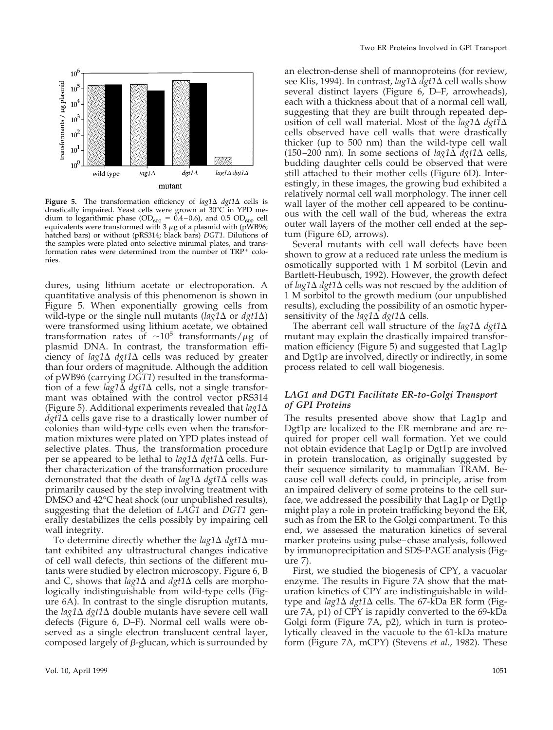**Figure 5.** The transformation efficiency of *lag1*Δ *dgt1*Δ cells is drastically impaired. Yeast cells were grown at 30°C in YPD medium to logarithmic phase ($OD_{600}$ = 0.4–0.6), and 0.5 $OD_{600}$ cell equivalents were transformed with 3 μg of a plasmid with (pWB96; hatched bars) or without (pRS314; black bars) *DGT1*. Dilutions of the samples were plated onto selective minimal plates, and transformation rates were determined from the number of $TRP^+$ colonies.

dures, using lithium acetate or electroporation. A quantitative analysis of this phenomenon is shown in Figure 5. When exponentially growing cells from wild-type or the single null mutants (*lag1*Δ or *dgt1*Δ) were transformed using lithium acetate, we obtained transformation rates of $\sim 10^5$ transformants/μg of plasmid DNA. In contrast, the transformation efficiency of *lag1*Δ *dgt1*Δ cells was reduced by greater than four orders of magnitude. Although the addition of pWB96 (carrying *DGT1*) resulted in the transformation of a few *lag1*Δ *dgt1*Δ cells, not a single transformant was obtained with the control vector pRS314 (Figure 5). Additional experiments revealed that *lag1*Δ *dgt1*Δ cells gave rise to a drastically lower number of colonies than wild-type cells even when the transformation mixtures were plated on YPD plates instead of selective plates. Thus, the transformation procedure per se appeared to be lethal to *lag1*Δ *dgt1*Δ cells. Further characterization of the transformation procedure demonstrated that the death of *lag1*Δ *dgt1*Δ cells was primarily caused by the step involving treatment with DMSO and 42°C heat shock (our unpublished results), suggesting that the deletion of *LAG1* and *DGT1* generally destabilizes the cells possibly by impairing cell wall integrity.

To determine directly whether the *lag1*Δ *dgt1*Δ mutant exhibited any ultrastructural changes indicative of cell wall defects, thin sections of the different mutants were studied by electron microscopy. Figure 6, B and C, shows that *lag1*Δ and *dgt1*Δ cells are morphologically indistinguishable from wild-type cells (Figure 6A). In contrast to the single disruption mutants, the *lag1*Δ *dgt1*Δ double mutants have severe cell wall defects (Figure 6, D–F). Normal cell walls were observed as a single electron translucent central layer, composed largely of β-glucan, which is surrounded by an electron-dense shell of mannoproteins (for review, see Klis, 1994). In contrast, *lag1*Δ *dgt1*Δ cell walls show several distinct layers (Figure 6, D–F, arrowheads), each with a thickness about that of a normal cell wall, suggesting that they are built through repeated deposition of cell wall material. Most of the *lag1*Δ *dgt1*Δ cells observed have cell walls that were drastically thicker (up to 500 nm) than the wild-type cell wall (150–200 nm). In some sections of *lag1*Δ *dgt1*Δ cells, budding daughter cells could be observed that were still attached to their mother cells (Figure 6D). Interestingly, in these images, the growing bud exhibited a relatively normal cell wall morphology. The inner cell wall layer of the mother cell appeared to be continuous with the cell wall of the bud, whereas the extra outer wall layers of the mother cell ended at the septum (Figure 6D, arrows).

Several mutants with cell wall defects have been shown to grow at a reduced rate unless the medium is osmotically supported with 1 M sorbitol (Levin and Bartlett-Heubusch, 1992). However, the growth defect of *lag1*Δ *dgt1*Δ cells was not rescued by the addition of 1 M sorbitol to the growth medium (our unpublished results), excluding the possibility of an osmotic hypersensitivity of the *lag1*Δ *dgt1*Δ cells.

The aberrant cell wall structure of the *lag1*Δ *dgt1*Δ mutant may explain the drastically impaired transformation efficiency (Figure 5) and suggested that Lag1p and Dgt1p are involved, directly or indirectly, in some process related to cell wall biogenesis.

### *LAG1 and DGT1 Facilitate ER-to-Golgi Transport of GPI Proteins*

The results presented above show that Lag1p and Dgt1p are localized to the ER membrane and are required for proper cell wall formation. Yet we could not obtain evidence that Lag1p or Dgt1p are involved in protein translocation, as originally suggested by their sequence similarity to mammalian TRAM. Because cell wall defects could, in principle, arise from an impaired delivery of some proteins to the cell surface, we addressed the possibility that Lag1p or Dgt1p might play a role in protein trafficking beyond the ER, such as from the ER to the Golgi compartment. To this end, we assessed the maturation kinetics of several marker proteins using pulse–chase analysis, followed by immunoprecipitation and SDS-PAGE analysis (Figure 7).

First, we studied the biogenesis of CPY, a vacuolar enzyme. The results in Figure 7A show that the maturation kinetics of CPY are indistinguishable in wild-type and *lag1*Δ *dgt1*Δ cells. The 67-kDa ER form (Figure 7A, p1) of CPY is rapidly converted to the 69-kDa Golgi form (Figure 7A, p2), which in turn is proteolytically cleaved in the vacuole to the 61-kDa mature form (Figure 7A, mCPY) (Stevens *et al.*, 1982). These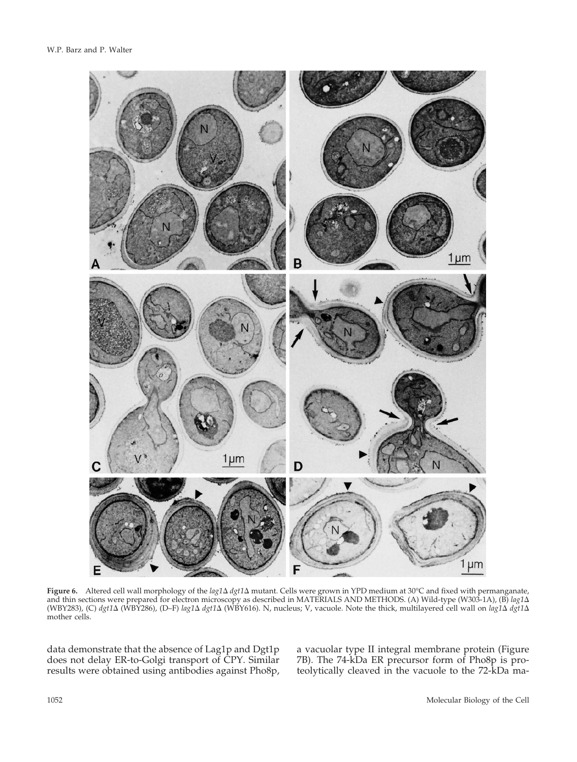**Figure 6.** Altered cell wall morphology of the *lag1*Δ *dgt1*Δ mutant. Cells were grown in YPD medium at 30°C and fixed with permanganate, and thin sections were prepared for electron microscopy as described in MATERIALS AND METHODS. (A) Wild-type (W303-1A), (B) *lag1*Δ (WBY283), (C) *dgt1*Δ (WBY286), (D–F) *lag1*Δ *dgt1*Δ (WBY616). N, nucleus; V, vacuole. Note the thick, multilayered cell wall on *lag1*Δ *dgt1*Δ mother cells.

data demonstrate that the absence of Lag1p and Dgt1p does not delay ER-to-Golgi transport of CPY. Similar results were obtained using antibodies against Pho8p, a vacuolar type II integral membrane protein (Figure 7B). The 74-kDa ER precursor form of Pho8p is proteolytically cleaved in the vacuole to the 72-kDa ma-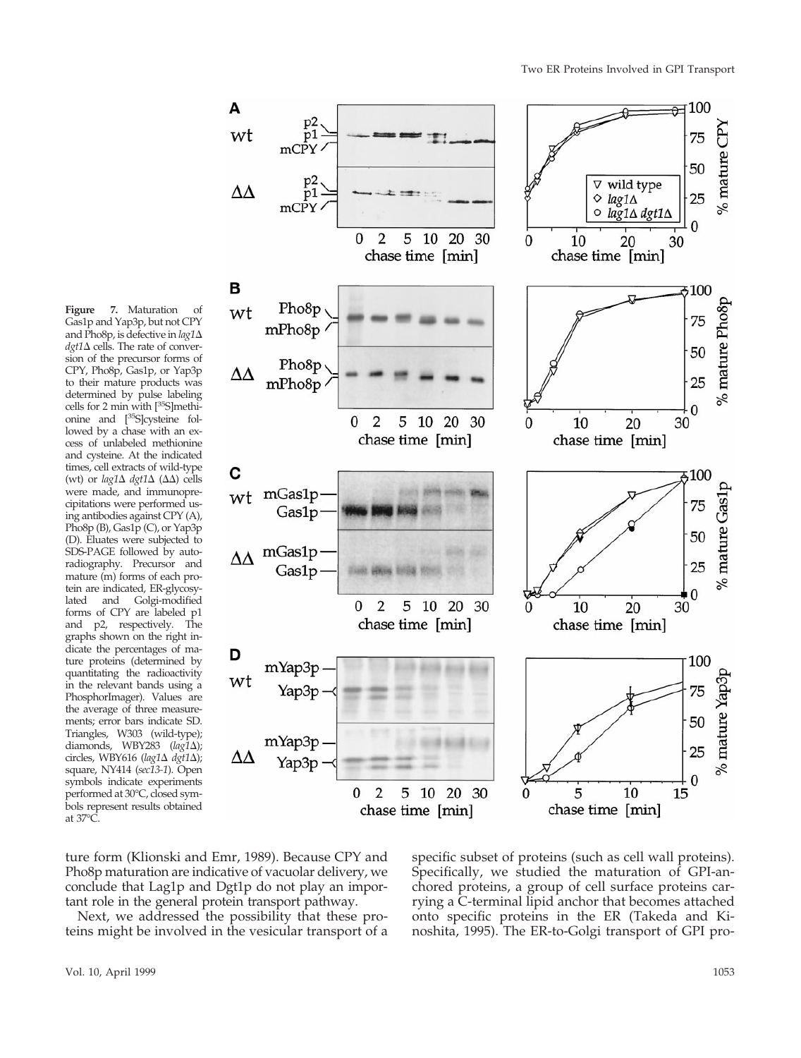**Figure 7.** Maturation of Gas1p and Yap3p, but not CPY and Pho8p, is defective in *lag1Δ dgt1Δ* cells. The rate of conversion of the precursor forms of CPY, Pho8p, Gas1p, or Yap3p to their mature products was determined by pulse labeling cells for 2 min with [$^{35}$S]methionine and [$^{35}$S]cysteine followed by a chase with an excess of unlabeled methionine and cysteine. At the indicated times, cell extracts of wild-type (wt) or *lag1Δ dgt1Δ* (ΔΔ) cells were made, and immunoprecipitations were performed using antibodies against CPY (A), Pho8p (B), Gas1p (C), or Yap3p (D). Eluates were subjected to SDS-PAGE followed by autoradiography. Precursor and mature (m) forms of each protein are indicated, ER-glycosylated and Golgi-modified forms of CPY are labeled p1 and p2, respectively. The graphs shown on the right indicate the percentages of mature proteins (determined by quantitating the radioactivity in the relevant bands using a PhosphorImager). Values are the average of three measurements; error bars indicate SD. Triangles, W303 (wild-type); diamonds, WBY283 (*lag1Δ*); circles, WBY616 (*lag1Δ dgt1Δ*); square, NY414 (*sec13-1*). Open symbols indicate experiments performed at 30°C, closed symbols represent results obtained at 37°C.

ture form (Klionski and Emr, 1989). Because CPY and Pho8p maturation are indicative of vacuolar delivery, we conclude that Lag1p and Dgt1p do not play an important role in the general protein transport pathway.

Next, we addressed the possibility that these proteins might be involved in the vesicular transport of a specific subset of proteins (such as cell wall proteins). Specifically, we studied the maturation of GPI-anchored proteins, a group of cell surface proteins carrying a C-terminal lipid anchor that becomes attached onto specific proteins in the ER (Takeda and Kinoshita, 1995). The ER-to-Golgi transport of GPI pro-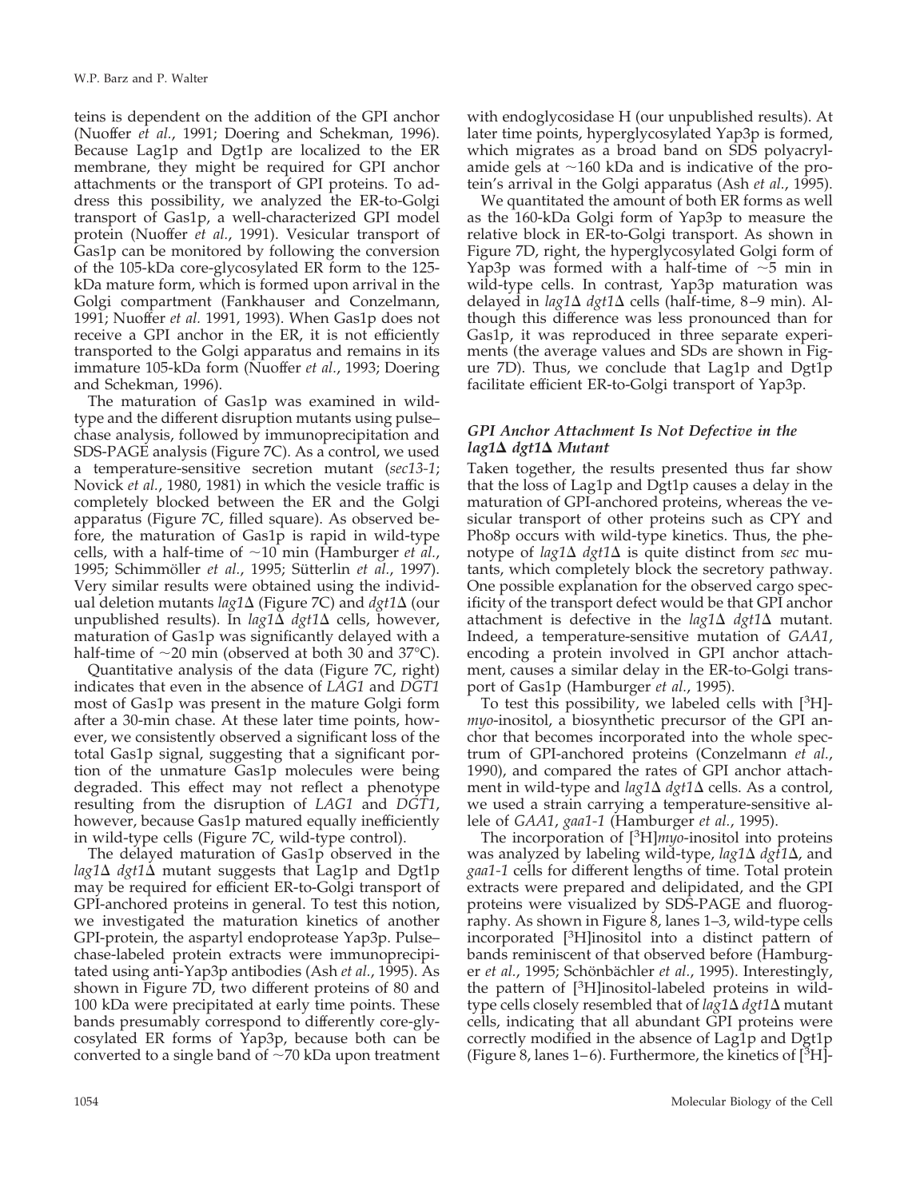teins is dependent on the addition of the GPI anchor (Nuoffer *et al.*, 1991; Doering and Schekman, 1996). Because Lag1p and Dgt1p are localized to the ER membrane, they might be required for GPI anchor attachments or the transport of GPI proteins. To address this possibility, we analyzed the ER-to-Golgi transport of Gas1p, a well-characterized GPI model protein (Nuoffer *et al.*, 1991). Vesicular transport of Gas1p can be monitored by following the conversion of the 105-kDa core-glycosylated ER form to the 125-kDa mature form, which is formed upon arrival in the Golgi compartment (Fankhauser and Conzelmann, 1991; Nuoffer *et al.* 1991, 1993). When Gas1p does not receive a GPI anchor in the ER, it is not efficiently transported to the Golgi apparatus and remains in its immature 105-kDa form (Nuoffer *et al.*, 1993; Doering and Schekman, 1996).

The maturation of Gas1p was examined in wild-type and the different disruption mutants using pulse–chase analysis, followed by immunoprecipitation and SDS-PAGE analysis (Figure 7C). As a control, we used a temperature-sensitive secretion mutant (*sec13-1*; Novick *et al.*, 1980, 1981) in which the vesicle traffic is completely blocked between the ER and the Golgi apparatus (Figure 7C, filled square). As observed before, the maturation of Gas1p is rapid in wild-type cells, with a half-time of ~10 min (Hamburger *et al.*, 1995; Schimmöller *et al.*, 1995; Sütterlin *et al.*, 1997). Very similar results were obtained using the individual deletion mutants *lag1*Δ (Figure 7C) and *dgt1*Δ (our unpublished results). In *lag1*Δ *dgt1*Δ cells, however, maturation of Gas1p was significantly delayed with a half-time of ~20 min (observed at both 30 and 37°C).

Quantitative analysis of the data (Figure 7C, right) indicates that even in the absence of *LAG1* and *DGT1* most of Gas1p was present in the mature Golgi form after a 30-min chase. At these later time points, however, we consistently observed a significant loss of the total Gas1p signal, suggesting that a significant portion of the unmature Gas1p molecules were being degraded. This effect may not reflect a phenotype resulting from the disruption of *LAG1* and *DGT1*, however, because Gas1p matured equally inefficiently in wild-type cells (Figure 7C, wild-type control).

The delayed maturation of Gas1p observed in the *lag1*Δ *dgt1*Δ mutant suggests that Lag1p and Dgt1p may be required for efficient ER-to-Golgi transport of GPI-anchored proteins in general. To test this notion, we investigated the maturation kinetics of another GPI-protein, the aspartyl endoprotease Yap3p. Pulse–chase-labeled protein extracts were immunoprecipitated using anti-Yap3p antibodies (Ash *et al.*, 1995). As shown in Figure 7D, two different proteins of 80 and 100 kDa were precipitated at early time points. These bands presumably correspond to differently core-glycosylated ER forms of Yap3p, because both can be converted to a single band of ~70 kDa upon treatment with endoglycosidase H (our unpublished results). At later time points, hyperglycosylated Yap3p is formed, which migrates as a broad band on SDS polyacrylamide gels at ~160 kDa and is indicative of the protein's arrival in the Golgi apparatus (Ash *et al.*, 1995).

We quantitated the amount of both ER forms as well as the 160-kDa Golgi form of Yap3p to measure the relative block in ER-to-Golgi transport. As shown in Figure 7D, right, the hyperglycosylated Golgi form of Yap3p was formed with a half-time of ~5 min in wild-type cells. In contrast, Yap3p maturation was delayed in *lag1*Δ *dgt1*Δ cells (half-time, 8–9 min). Although this difference was less pronounced than for Gas1p, it was reproduced in three separate experiments (the average values and SDs are shown in Figure 7D). Thus, we conclude that Lag1p and Dgt1p facilitate efficient ER-to-Golgi transport of Yap3p.

### *GPI Anchor Attachment Is Not Defective in the lag1Δ dgt1Δ Mutant*

Taken together, the results presented thus far show that the loss of Lag1p and Dgt1p causes a delay in the maturation of GPI-anchored proteins, whereas the vesicular transport of other proteins such as CPY and Pho8p occurs with wild-type kinetics. Thus, the phenotype of *lag1*Δ *dgt1*Δ is quite distinct from *sec* mutants, which completely block the secretory pathway. One possible explanation for the observed cargo specificity of the transport defect would be that GPI anchor attachment is defective in the *lag1*Δ *dgt1*Δ mutant. Indeed, a temperature-sensitive mutation of *GAA1*, encoding a protein involved in GPI anchor attachment, causes a similar delay in the ER-to-Golgi transport of Gas1p (Hamburger *et al.*, 1995).

To test this possibility, we labeled cells with [$^{3}$H]-*myo*-inositol, a biosynthetic precursor of the GPI anchor that becomes incorporated into the whole spectrum of GPI-anchored proteins (Conzelmann *et al.*, 1990), and compared the rates of GPI anchor attachment in wild-type and *lag1*Δ *dgt1*Δ cells. As a control, we used a strain carrying a temperature-sensitive allele of *GAA1*, *gaa1-1* (Hamburger *et al.*, 1995).

The incorporation of [$^{3}$H]*myo*-inositol into proteins was analyzed by labeling wild-type, *lag1*Δ *dgt1*Δ, and *gaa1-1* cells for different lengths of time. Total protein extracts were prepared and delipidated, and the GPI proteins were visualized by SDS-PAGE and fluorography. As shown in Figure 8, lanes 1–3, wild-type cells incorporated [$^{3}$H]inositol into a distinct pattern of bands reminiscent of that observed before (Hamburger *et al.*, 1995; Schönbächler *et al.*, 1995). Interestingly, the pattern of [$^{3}$H]inositol-labeled proteins in wild-type cells closely resembled that of *lag1*Δ *dgt1*Δ mutant cells, indicating that all abundant GPI proteins were correctly modified in the absence of Lag1p and Dgt1p (Figure 8, lanes 1–6). Furthermore, the kinetics of [$^{3}$H]-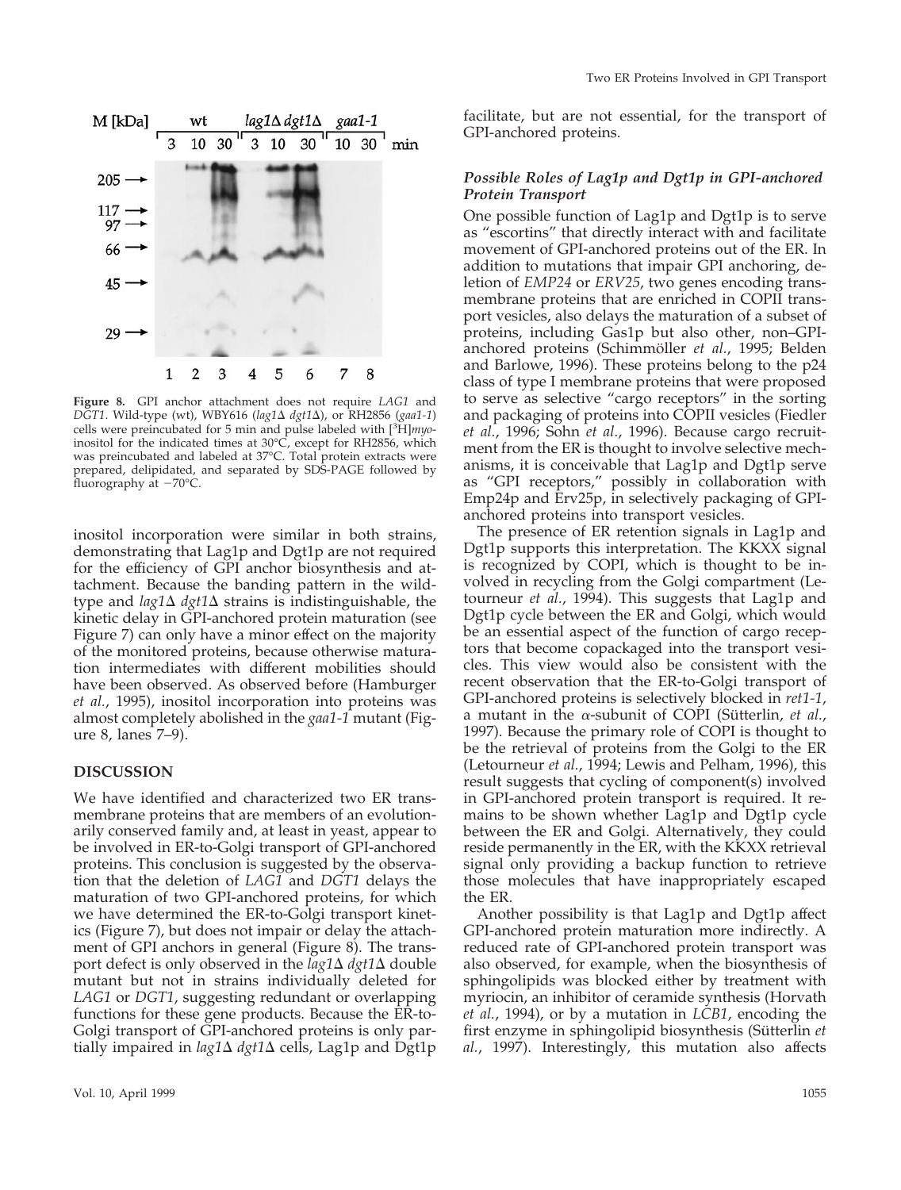**Figure 8.** GPI anchor attachment does not require *LAG1* and *DGT1*. Wild-type (wt), WBY616 (*lag1*Δ *dgt1*Δ), or RH2856 (*gaa1-1*) cells were preincubated for 5 min and pulse labeled with [$^3$H]*myo*-inositol for the indicated times at 30°C, except for RH2856, which was preincubated and labeled at 37°C. Total protein extracts were prepared, delipidated, and separated by SDS-PAGE followed by fluorography at −70°C.

inositol incorporation were similar in both strains, demonstrating that Lag1p and Dgt1p are not required for the efficiency of GPI anchor biosynthesis and attachment. Because the banding pattern in the wild-type and *lag1*Δ *dgt1*Δ strains is indistinguishable, the kinetic delay in GPI-anchored protein maturation (see Figure 7) can only have a minor effect on the majority of the monitored proteins, because otherwise maturation intermediates with different mobilities should have been observed. As observed before (Hamburger *et al.*, 1995), inositol incorporation into proteins was almost completely abolished in the *gaa1-1* mutant (Figure 8, lanes 7–9).

## DISCUSSION

We have identified and characterized two ER transmembrane proteins that are members of an evolutionarily conserved family and, at least in yeast, appear to be involved in ER-to-Golgi transport of GPI-anchored proteins. This conclusion is suggested by the observation that the deletion of *LAG1* and *DGT1* delays the maturation of two GPI-anchored proteins, for which we have determined the ER-to-Golgi transport kinetics (Figure 7), but does not impair or delay the attachment of GPI anchors in general (Figure 8). The transport defect is only observed in the *lag1*Δ *dgt1*Δ double mutant but not in strains individually deleted for *LAG1* or *DGT1*, suggesting redundant or overlapping functions for these gene products. Because the ER-to-Golgi transport of GPI-anchored proteins is only partially impaired in *lag1*Δ *dgt1*Δ cells, Lag1p and Dgt1p facilitate, but are not essential, for the transport of GPI-anchored proteins.

### *Possible Roles of Lag1p and Dgt1p in GPI-anchored Protein Transport*

One possible function of Lag1p and Dgt1p is to serve as "escortins" that directly interact with and facilitate movement of GPI-anchored proteins out of the ER. In addition to mutations that impair GPI anchoring, deletion of *EMP24* or *ERV25*, two genes encoding transmembrane proteins that are enriched in COPII transport vesicles, also delays the maturation of a subset of proteins, including Gas1p but also other, non–GPI-anchored proteins (Schimmöller *et al.*, 1995; Belden and Barlowe, 1996). These proteins belong to the p24 class of type I membrane proteins that were proposed to serve as selective "cargo receptors" in the sorting and packaging of proteins into COPII vesicles (Fiedler *et al.*, 1996; Sohn *et al.*, 1996). Because cargo recruitment from the ER is thought to involve selective mechanisms, it is conceivable that Lag1p and Dgt1p serve as "GPI receptors," possibly in collaboration with Emp24p and Erv25p, in selectively packaging of GPI-anchored proteins into transport vesicles.

The presence of ER retention signals in Lag1p and Dgt1p supports this interpretation. The KKXX signal is recognized by COPI, which is thought to be involved in recycling from the Golgi compartment (Letourneur *et al.*, 1994). This suggests that Lag1p and Dgt1p cycle between the ER and Golgi, which would be an essential aspect of the function of cargo receptors that become copackaged into the transport vesicles. This view would also be consistent with the recent observation that the ER-to-Golgi transport of GPI-anchored proteins is selectively blocked in *ret1-1*, a mutant in the α-subunit of COPI (Sütterlin, *et al.*, 1997). Because the primary role of COPI is thought to be the retrieval of proteins from the Golgi to the ER (Letourneur *et al.*, 1994; Lewis and Pelham, 1996), this result suggests that cycling of component(s) involved in GPI-anchored protein transport is required. It remains to be shown whether Lag1p and Dgt1p cycle between the ER and Golgi. Alternatively, they could reside permanently in the ER, with the KKXX retrieval signal only providing a backup function to retrieve those molecules that have inappropriately escaped the ER.

Another possibility is that Lag1p and Dgt1p affect GPI-anchored protein maturation more indirectly. A reduced rate of GPI-anchored protein transport was also observed, for example, when the biosynthesis of sphingolipids was blocked either by treatment with myriocin, an inhibitor of ceramide synthesis (Horvath *et al.*, 1994), or by a mutation in *LCB1*, encoding the first enzyme in sphingolipid biosynthesis (Sütterlin *et al.*, 1997). Interestingly, this mutation also affects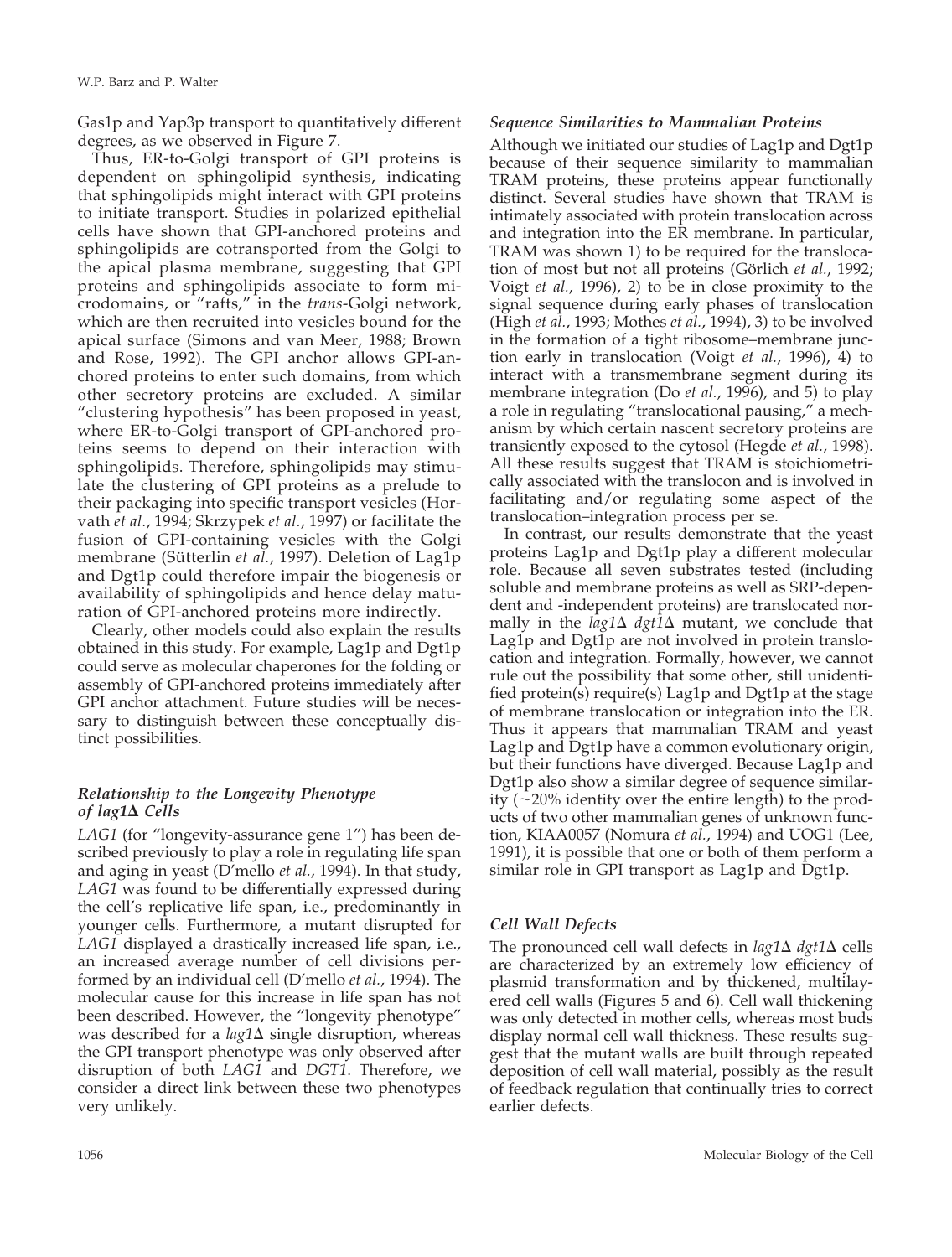Gas1p and Yap3p transport to quantitatively different degrees, as we observed in Figure 7.

Thus, ER-to-Golgi transport of GPI proteins is dependent on sphingolipid synthesis, indicating that sphingolipids might interact with GPI proteins to initiate transport. Studies in polarized epithelial cells have shown that GPI-anchored proteins and sphingolipids are cotransported from the Golgi to the apical plasma membrane, suggesting that GPI proteins and sphingolipids associate to form microdomains, or "rafts," in the *trans*-Golgi network, which are then recruited into vesicles bound for the apical surface (Simons and van Meer, 1988; Brown and Rose, 1992). The GPI anchor allows GPI-anchored proteins to enter such domains, from which other secretory proteins are excluded. A similar "clustering hypothesis" has been proposed in yeast, where ER-to-Golgi transport of GPI-anchored proteins seems to depend on their interaction with sphingolipids. Therefore, sphingolipids may stimulate the clustering of GPI proteins as a prelude to their packaging into specific transport vesicles (Horvath *et al.*, 1994; Skrzypek *et al.*, 1997) or facilitate the fusion of GPI-containing vesicles with the Golgi membrane (Sütterlin *et al.*, 1997). Deletion of Lag1p and Dgt1p could therefore impair the biogenesis or availability of sphingolipids and hence delay maturation of GPI-anchored proteins more indirectly.

Clearly, other models could also explain the results obtained in this study. For example, Lag1p and Dgt1p could serve as molecular chaperones for the folding or assembly of GPI-anchored proteins immediately after GPI anchor attachment. Future studies will be necessary to distinguish between these conceptually distinct possibilities.

### *Relationship to the Longevity Phenotype of lag1Δ Cells*

*LAG1* (for "longevity-assurance gene 1") has been described previously to play a role in regulating life span and aging in yeast (D'mello *et al.*, 1994). In that study, *LAG1* was found to be differentially expressed during the cell's replicative life span, i.e., predominantly in younger cells. Furthermore, a mutant disrupted for *LAG1* displayed a drastically increased life span, i.e., an increased average number of cell divisions performed by an individual cell (D'mello *et al.*, 1994). The molecular cause for this increase in life span has not been described. However, the "longevity phenotype" was described for a *lag1Δ* single disruption, whereas the GPI transport phenotype was only observed after disruption of both *LAG1* and *DGT1*. Therefore, we consider a direct link between these two phenotypes very unlikely.

### *Sequence Similarities to Mammalian Proteins*

Although we initiated our studies of Lag1p and Dgt1p because of their sequence similarity to mammalian TRAM proteins, these proteins appear functionally distinct. Several studies have shown that TRAM is intimately associated with protein translocation across and integration into the ER membrane. In particular, TRAM was shown 1) to be required for the translocation of most but not all proteins (Görlich *et al.*, 1992; Voigt *et al.*, 1996), 2) to be in close proximity to the signal sequence during early phases of translocation (High *et al.*, 1993; Mothes *et al.*, 1994), 3) to be involved in the formation of a tight ribosome–membrane junction early in translocation (Voigt *et al.*, 1996), 4) to interact with a transmembrane segment during its membrane integration (Do *et al.*, 1996), and 5) to play a role in regulating "translocational pausing," a mechanism by which certain nascent secretory proteins are transiently exposed to the cytosol (Hegde *et al.*, 1998). All these results suggest that TRAM is stoichiometrically associated with the translocon and is involved in facilitating and/or regulating some aspect of the translocation–integration process per se.

In contrast, our results demonstrate that the yeast proteins Lag1p and Dgt1p play a different molecular role. Because all seven substrates tested (including soluble and membrane proteins as well as SRP-dependent and -independent proteins) are translocated normally in the *lag1Δ dgt1Δ* mutant, we conclude that Lag1p and Dgt1p are not involved in protein translocation and integration. Formally, however, we cannot rule out the possibility that some other, still unidentified protein(s) require(s) Lag1p and Dgt1p at the stage of membrane translocation or integration into the ER. Thus it appears that mammalian TRAM and yeast Lag1p and Dgt1p have a common evolutionary origin, but their functions have diverged. Because Lag1p and Dgt1p also show a similar degree of sequence similarity (~20% identity over the entire length) to the products of two other mammalian genes of unknown function, KIAA0057 (Nomura *et al.*, 1994) and UOG1 (Lee, 1991), it is possible that one or both of them perform a similar role in GPI transport as Lag1p and Dgt1p.

### *Cell Wall Defects*

The pronounced cell wall defects in *lag1Δ dgt1Δ* cells are characterized by an extremely low efficiency of plasmid transformation and by thickened, multilayered cell walls (Figures 5 and 6). Cell wall thickening was only detected in mother cells, whereas most buds display normal cell wall thickness. These results suggest that the mutant walls are built through repeated deposition of cell wall material, possibly as the result of feedback regulation that continually tries to correct earlier defects.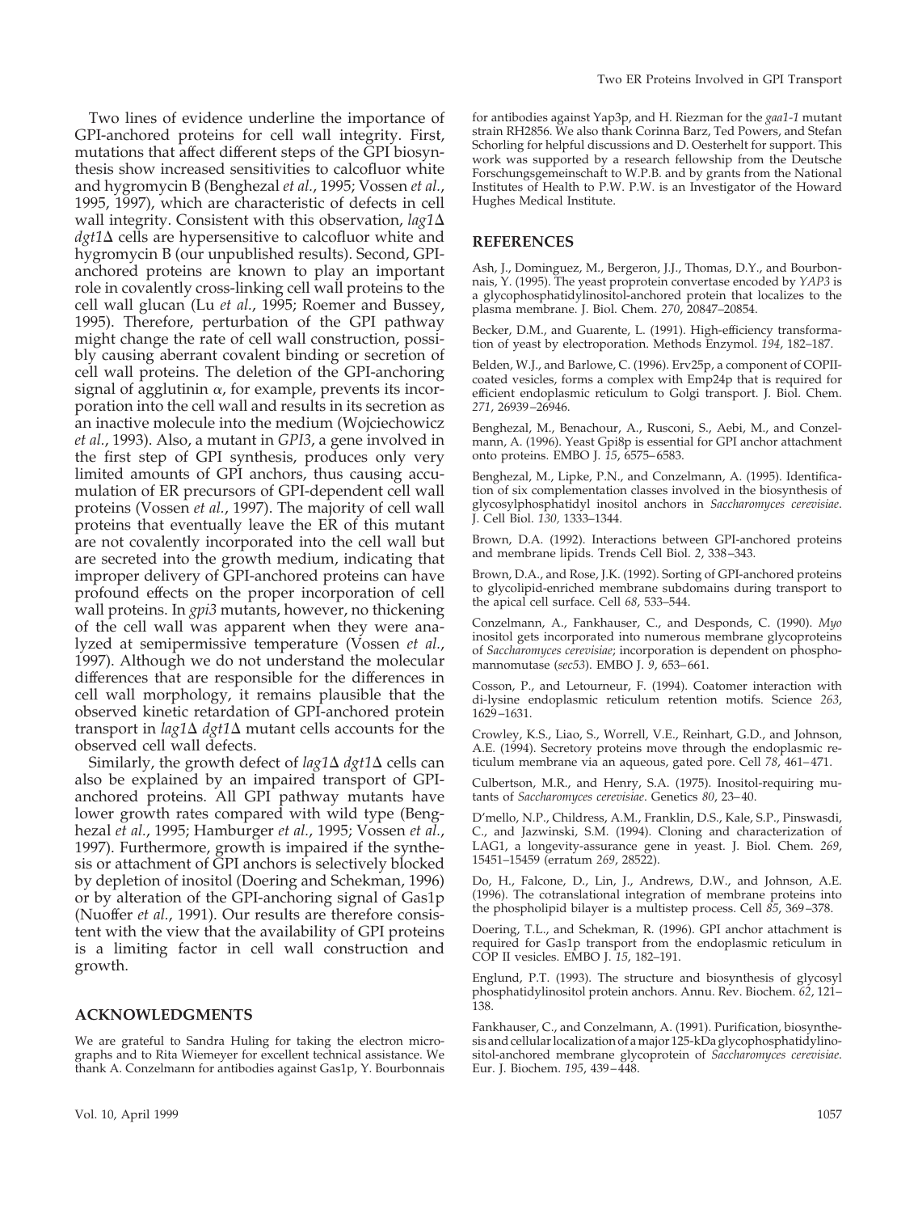Two lines of evidence underline the importance of GPI-anchored proteins for cell wall integrity. First, mutations that affect different steps of the GPI biosynthesis show increased sensitivities to calcofluor white and hygromycin B (Benghezal *et al.*, 1995; Vossen *et al.*, 1995, 1997), which are characteristic of defects in cell wall integrity. Consistent with this observation, *lag1*Δ *dgt1*Δ cells are hypersensitive to calcofluor white and hygromycin B (our unpublished results). Second, GPI-anchored proteins are known to play an important role in covalently cross-linking cell wall proteins to the cell wall glucan (Lu *et al.*, 1995; Roemer and Bussey, 1995). Therefore, perturbation of the GPI pathway might change the rate of cell wall construction, possibly causing aberrant covalent binding or secretion of cell wall proteins. The deletion of the GPI-anchoring signal of agglutinin α, for example, prevents its incorporation into the cell wall and results in its secretion as an inactive molecule into the medium (Wojciechowicz *et al.*, 1993). Also, a mutant in *GPI3*, a gene involved in the first step of GPI synthesis, produces only very limited amounts of GPI anchors, thus causing accumulation of ER precursors of GPI-dependent cell wall proteins (Vossen *et al.*, 1997). The majority of cell wall proteins that eventually leave the ER of this mutant are not covalently incorporated into the cell wall but are secreted into the growth medium, indicating that improper delivery of GPI-anchored proteins can have profound effects on the proper incorporation of cell wall proteins. In *gpi3* mutants, however, no thickening of the cell wall was apparent when they were analyzed at semipermissive temperature (Vossen *et al.*, 1997). Although we do not understand the molecular differences that are responsible for the differences in cell wall morphology, it remains plausible that the observed kinetic retardation of GPI-anchored protein transport in *lag1*Δ *dgt1*Δ mutant cells accounts for the observed cell wall defects.

Similarly, the growth defect of *lag1*Δ *dgt1*Δ cells can also be explained by an impaired transport of GPI-anchored proteins. All GPI pathway mutants have lower growth rates compared with wild type (Benghezal *et al.*, 1995; Hamburger *et al.*, 1995; Vossen *et al.*, 1997). Furthermore, growth is impaired if the synthesis or attachment of GPI anchors is selectively blocked by depletion of inositol (Doering and Schekman, 1996) or by alteration of the GPI-anchoring signal of Gas1p (Nuoffer *et al.*, 1991). Our results are therefore consistent with the view that the availability of GPI proteins is a limiting factor in cell wall construction and growth.

## ACKNOWLEDGMENTS

We are grateful to Sandra Huling for taking the electron micrographs and to Rita Wiemeyer for excellent technical assistance. We thank A. Conzelmann for antibodies against Gas1p, Y. Bourbonnais for antibodies against Yap3p, and H. Riezman for the *gaa1-1* mutant strain RH2856. We also thank Corinna Barz, Ted Powers, and Stefan Schorling for helpful discussions and D. Oesterhelt for support. This work was supported by a research fellowship from the Deutsche Forschungsgemeinschaft to W.P.B. and by grants from the National Institutes of Health to P.W. P.W. is an Investigator of the Howard Hughes Medical Institute.

## REFERENCES

Ash, J., Dominguez, M., Bergeron, J.J., Thomas, D.Y., and Bourbonnais, Y. (1995). The yeast proprotein convertase encoded by *YAP3* is a glycophosphatidylinositol-anchored protein that localizes to the plasma membrane. J. Biol. Chem. *270*, 20847–20854.

Becker, D.M., and Guarente, L. (1991). High-efficiency transformation of yeast by electroporation. Methods Enzymol. *194*, 182–187.

Belden, W.J., and Barlowe, C. (1996). Erv25p, a component of COPII-coated vesicles, forms a complex with Emp24p that is required for efficient endoplasmic reticulum to Golgi transport. J. Biol. Chem. *271*, 26939–26946.

Benghezal, M., Benachour, A., Rusconi, S., Aebi, M., and Conzelmann, A. (1996). Yeast Gpi8p is essential for GPI anchor attachment onto proteins. EMBO J. *15*, 6575–6583.

Benghezal, M., Lipke, P.N., and Conzelmann, A. (1995). Identification of six complementation classes involved in the biosynthesis of glycosylphosphatidyl inositol anchors in *Saccharomyces cerevisiae*. J. Cell Biol. *130*, 1333–1344.

Brown, D.A. (1992). Interactions between GPI-anchored proteins and membrane lipids. Trends Cell Biol. *2*, 338–343.

Brown, D.A., and Rose, J.K. (1992). Sorting of GPI-anchored proteins to glycolipid-enriched membrane subdomains during transport to the apical cell surface. Cell *68*, 533–544.

Conzelmann, A., Fankhauser, C., and Desponds, C. (1990). *Myo* inositol gets incorporated into numerous membrane glycoproteins of *Saccharomyces cerevisiae*; incorporation is dependent on phosphomannomutase (*sec53*). EMBO J. *9*, 653–661.

Cosson, P., and Letourneur, F. (1994). Coatomer interaction with di-lysine endoplasmic reticulum retention motifs. Science *263*, 1629–1631.

Crowley, K.S., Liao, S., Worrell, V.E., Reinhart, G.D., and Johnson, A.E. (1994). Secretory proteins move through the endoplasmic reticulum membrane via an aqueous, gated pore. Cell *78*, 461–471.

Culbertson, M.R., and Henry, S.A. (1975). Inositol-requiring mutants of *Saccharomyces cerevisiae*. Genetics *80*, 23–40.

D'mello, N.P., Childress, A.M., Franklin, D.S., Kale, S.P., Pinswasdi, C., and Jazwinski, S.M. (1994). Cloning and characterization of LAG1, a longevity-assurance gene in yeast. J. Biol. Chem. *269*, 15451–15459 (erratum *269*, 28522).

Do, H., Falcone, D., Lin, J., Andrews, D.W., and Johnson, A.E. (1996). The cotranslational integration of membrane proteins into the phospholipid bilayer is a multistep process. Cell *85*, 369–378.

Doering, T.L., and Schekman, R. (1996). GPI anchor attachment is required for Gas1p transport from the endoplasmic reticulum in COP II vesicles. EMBO J. *15*, 182–191.

Englund, P.T. (1993). The structure and biosynthesis of glycosyl phosphatidylinositol protein anchors. Annu. Rev. Biochem. *62*, 121–138.

Fankhauser, C., and Conzelmann, A. (1991). Purification, biosynthesis and cellular localization of a major 125-kDa glycophosphatidylinositol-anchored membrane glycoprotein of *Saccharomyces cerevisiae*. Eur. J. Biochem. *195*, 439–448.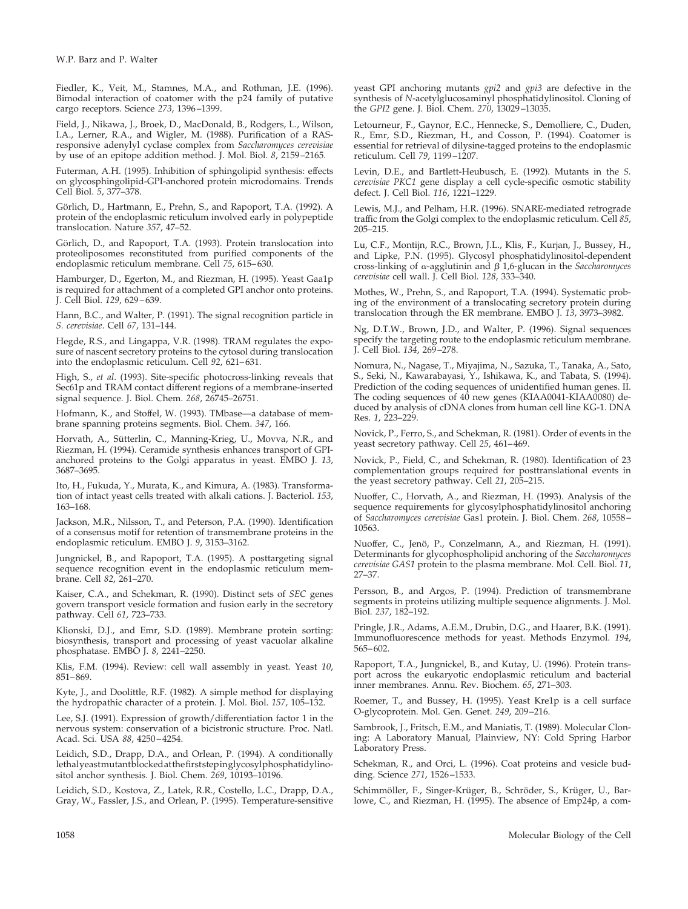Fiedler, K., Veit, M., Stamnes, M.A., and Rothman, J.E. (1996). Bimodal interaction of coatomer with the p24 family of putative cargo receptors. Science *273*, 1396–1399.

Field, J., Nikawa, J., Broek, D., MacDonald, B., Rodgers, L., Wilson, I.A., Lerner, R.A., and Wigler, M. (1988). Purification of a RAS-responsive adenylyl cyclase complex from *Saccharomyces cerevisiae* by use of an epitope addition method. J. Mol. Biol. *8*, 2159–2165.

Futerman, A.H. (1995). Inhibition of sphingolipid synthesis: effects on glycosphingolipid-GPI-anchored protein microdomains. Trends Cell Biol. *5*, 377–378.

Görlich, D., Hartmann, E., Prehn, S., and Rapoport, T.A. (1992). A protein of the endoplasmic reticulum involved early in polypeptide translocation. Nature *357*, 47–52.

Görlich, D., and Rapoport, T.A. (1993). Protein translocation into proteoliposomes reconstituted from purified components of the endoplasmic reticulum membrane. Cell *75*, 615–630.

Hamburger, D., Egerton, M., and Riezman, H. (1995). Yeast Gaa1p is required for attachment of a completed GPI anchor onto proteins. J. Cell Biol. *129*, 629–639.

Hann, B.C., and Walter, P. (1991). The signal recognition particle in *S. cerevisiae*. Cell *67*, 131–144.

Hegde, R.S., and Lingappa, V.R. (1998). TRAM regulates the exposure of nascent secretory proteins to the cytosol during translocation into the endoplasmic reticulum. Cell *92*, 621–631.

High, S., *et al.* (1993). Site-specific photocross-linking reveals that Sec61p and TRAM contact different regions of a membrane-inserted signal sequence. J. Biol. Chem. *268*, 26745–26751.

Hofmann, K., and Stoffel, W. (1993). TMbase—a database of membrane spanning proteins segments. Biol. Chem. *347*, 166.

Horvath, A., Sütterlin, C., Manning-Krieg, U., Movva, N.R., and Riezman, H. (1994). Ceramide synthesis enhances transport of GPI-anchored proteins to the Golgi apparatus in yeast. EMBO J. *13*, 3687–3695.

Ito, H., Fukuda, Y., Murata, K., and Kimura, A. (1983). Transformation of intact yeast cells treated with alkali cations. J. Bacteriol. *153*, 163–168.

Jackson, M.R., Nilsson, T., and Peterson, P.A. (1990). Identification of a consensus motif for retention of transmembrane proteins in the endoplasmic reticulum. EMBO J. *9*, 3153–3162.

Jungnickel, B., and Rapoport, T.A. (1995). A posttargeting signal sequence recognition event in the endoplasmic reticulum membrane. Cell *82*, 261–270.

Kaiser, C.A., and Schekman, R. (1990). Distinct sets of *SEC* genes govern transport vesicle formation and fusion early in the secretory pathway. Cell *61*, 723–733.

Klionski, D.J., and Emr, S.D. (1989). Membrane protein sorting: biosynthesis, transport and processing of yeast vacuolar alkaline phosphatase. EMBO J. *8*, 2241–2250.

Klis, F.M. (1994). Review: cell wall assembly in yeast. Yeast *10*, 851–869.

Kyte, J., and Doolittle, R.F. (1982). A simple method for displaying the hydropathic character of a protein. J. Mol. Biol. *157*, 105–132.

Lee, S.J. (1991). Expression of growth/differentiation factor 1 in the nervous system: conservation of a bicistronic structure. Proc. Natl. Acad. Sci. USA *88*, 4250–4254.

Leidich, S.D., Drapp, D.A., and Orlean, P. (1994). A conditionally lethal yeast mutant blocked at the first step in glycosyl phosphatidylinositol anchor synthesis. J. Biol. Chem. *269*, 10193–10196.

Leidich, S.D., Kostova, Z., Latek, R.R., Costello, L.C., Drapp, D.A., Gray, W., Fassler, J.S., and Orlean, P. (1995). Temperature-sensitive yeast GPI anchoring mutants *gpi2* and *gpi3* are defective in the synthesis of *N*-acetylglucosaminyl phosphatidylinositol. Cloning of the *GPI2* gene. J. Biol. Chem. *270*, 13029–13035.

Letourneur, F., Gaynor, E.C., Hennecke, S., Demolliere, C., Duden, R., Emr, S.D., Riezman, H., and Cosson, P. (1994). Coatomer is essential for retrieval of dilysine-tagged proteins to the endoplasmic reticulum. Cell *79*, 1199–1207.

Levin, D.E., and Bartlett-Heubusch, E. (1992). Mutants in the *S. cerevisiae PKC1* gene display a cell cycle-specific osmotic stability defect. J. Cell Biol. *116*, 1221–1229.

Lewis, M.J., and Pelham, H.R. (1996). SNARE-mediated retrograde traffic from the Golgi complex to the endoplasmic reticulum. Cell *85*, 205–215.

Lu, C.F., Montijn, R.C., Brown, J.L., Klis, F., Kurjan, J., Bussey, H., and Lipke, P.N. (1995). Glycosyl phosphatidylinositol-dependent cross-linking of α-agglutinin and β 1,6-glucan in the *Saccharomyces cerevisiae* cell wall. J. Cell Biol. *128*, 333–340.

Mothes, W., Prehn, S., and Rapoport, T.A. (1994). Systematic probing of the environment of a translocating secretory protein during translocation through the ER membrane. EMBO J. *13*, 3973–3982.

Ng, D.T.W., Brown, J.D., and Walter, P. (1996). Signal sequences specify the targeting route to the endoplasmic reticulum membrane. J. Cell Biol. *134*, 269–278.

Nomura, N., Nagase, T., Miyajima, N., Sazuka, T., Tanaka, A., Sato, S., Seki, N., Kawarabayasi, Y., Ishikawa, K., and Tabata, S. (1994). Prediction of the coding sequences of unidentified human genes. II. The coding sequences of 40 new genes (KIAA0041-KIAA0080) deduced by analysis of cDNA clones from human cell line KG-1. DNA Res. *1*, 223–229.

Novick, P., Ferro, S., and Schekman, R. (1981). Order of events in the yeast secretory pathway. Cell *25*, 461–469.

Novick, P., Field, C., and Schekman, R. (1980). Identification of 23 complementation groups required for posttranslational events in the yeast secretory pathway. Cell *21*, 205–215.

Nuoffer, C., Horvath, A., and Riezman, H. (1993). Analysis of the sequence requirements for glycosylphosphatidylinositol anchoring of *Saccharomyces cerevisiae* Gas1 protein. J. Biol. Chem. *268*, 10558–10563.

Nuoffer, C., Jenö, P., Conzelmann, A., and Riezman, H. (1991). Determinants for glycophospholipid anchoring of the *Saccharomyces cerevisiae GAS1* protein to the plasma membrane. Mol. Cell. Biol. *11*, 27–37.

Persson, B., and Argos, P. (1994). Prediction of transmembrane segments in proteins utilizing multiple sequence alignments. J. Mol. Biol. *237*, 182–192.

Pringle, J.R., Adams, A.E.M., Drubin, D.G., and Haarer, B.K. (1991). Immunofluorescence methods for yeast. Methods Enzymol. *194*, 565–602.

Rapoport, T.A., Jungnickel, B., and Kutay, U. (1996). Protein transport across the eukaryotic endoplasmic reticulum and bacterial inner membranes. Annu. Rev. Biochem. *65*, 271–303.

Roemer, T., and Bussey, H. (1995). Yeast Kre1p is a cell surface O-glycoprotein. Mol. Gen. Genet. *249*, 209–216.

Sambrook, J., Fritsch, E.M., and Maniatis, T. (1989). Molecular Cloning: A Laboratory Manual, Plainview, NY: Cold Spring Harbor Laboratory Press.

Schekman, R., and Orci, L. (1996). Coat proteins and vesicle budding. Science *271*, 1526–1533.

Schimmöller, F., Singer-Krüger, B., Schröder, S., Krüger, U., Barlowe, C., and Riezman, H. (1995). The absence of Emp24p, a com-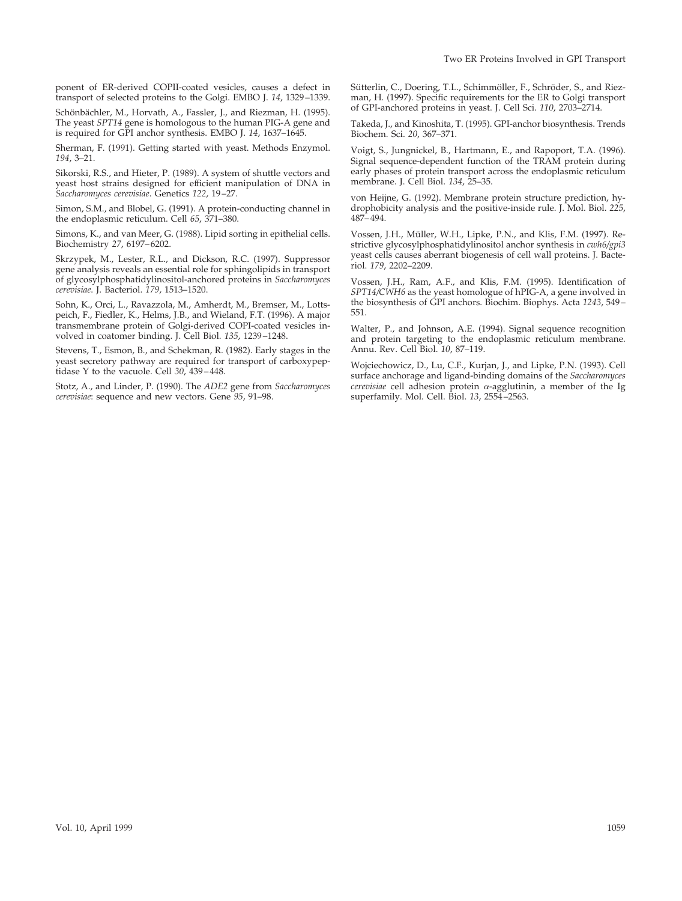ponent of ER-derived COPII-coated vesicles, causes a defect in transport of selected proteins to the Golgi. EMBO J. *14*, 1329–1339.

Schönbächler, M., Horvath, A., Fassler, J., and Riezman, H. (1995). The yeast *SPT14* gene is homologous to the human PIG-A gene and is required for GPI anchor synthesis. EMBO J. *14*, 1637–1645.

Sherman, F. (1991). Getting started with yeast. Methods Enzymol. *194*, 3–21.

Sikorski, R.S., and Hieter, P. (1989). A system of shuttle vectors and yeast host strains designed for efficient manipulation of DNA in *Saccharomyces cerevisiae*. Genetics *122*, 19–27.

Simon, S.M., and Blobel, G. (1991). A protein-conducting channel in the endoplasmic reticulum. Cell *65*, 371–380.

Simons, K., and van Meer, G. (1988). Lipid sorting in epithelial cells. Biochemistry *27*, 6197–6202.

Skrzypek, M., Lester, R.L., and Dickson, R.C. (1997). Suppressor gene analysis reveals an essential role for sphingolipids in transport of glycosylphosphatidylinositol-anchored proteins in *Saccharomyces cerevisiae*. J. Bacteriol. *179*, 1513–1520.

Sohn, K., Orci, L., Ravazzola, M., Amherdt, M., Bremser, M., Lottspeich, F., Fiedler, K., Helms, J.B., and Wieland, F.T. (1996). A major transmembrane protein of Golgi-derived COPI-coated vesicles involved in coatomer binding. J. Cell Biol. *135*, 1239–1248.

Stevens, T., Esmon, B., and Schekman, R. (1982). Early stages in the yeast secretory pathway are required for transport of carboxypeptidase Y to the vacuole. Cell *30*, 439–448.

Stotz, A., and Linder, P. (1990). The *ADE2* gene from *Saccharomyces cerevisiae*: sequence and new vectors. Gene *95*, 91–98.

Sütterlin, C., Doering, T.L., Schimmöller, F., Schröder, S., and Riezman, H. (1997). Specific requirements for the ER to Golgi transport of GPI-anchored proteins in yeast. J. Cell Sci. *110*, 2703–2714.

Takeda, J., and Kinoshita, T. (1995). GPI-anchor biosynthesis. Trends Biochem. Sci. *20*, 367–371.

Voigt, S., Jungnickel, B., Hartmann, E., and Rapoport, T.A. (1996). Signal sequence-dependent function of the TRAM protein during early phases of protein transport across the endoplasmic reticulum membrane. J. Cell Biol. *134*, 25–35.

von Heijne, G. (1992). Membrane protein structure prediction, hydrophobicity analysis and the positive-inside rule. J. Mol. Biol. *225*, 487–494.

Vossen, J.H., Müller, W.H., Lipke, P.N., and Klis, F.M. (1997). Restrictive glycosylphosphatidylinositol anchor synthesis in *cwh6/gpi3* yeast cells causes aberrant biogenesis of cell wall proteins. J. Bacteriol. *179*, 2202–2209.

Vossen, J.H., Ram, A.F., and Klis, F.M. (1995). Identification of *SPT14/CWH6* as the yeast homologue of hPIG-A, a gene involved in the biosynthesis of GPI anchors. Biochim. Biophys. Acta *1243*, 549–551.

Walter, P., and Johnson, A.E. (1994). Signal sequence recognition and protein targeting to the endoplasmic reticulum membrane. Annu. Rev. Cell Biol. *10*, 87–119.

Wojciechowicz, D., Lu, C.F., Kurjan, J., and Lipke, P.N. (1993). Cell surface anchorage and ligand-binding domains of the *Saccharomyces cerevisiae* cell adhesion protein α-agglutinin, a member of the Ig superfamily. Mol. Cell. Biol. *13*, 2554–2563.